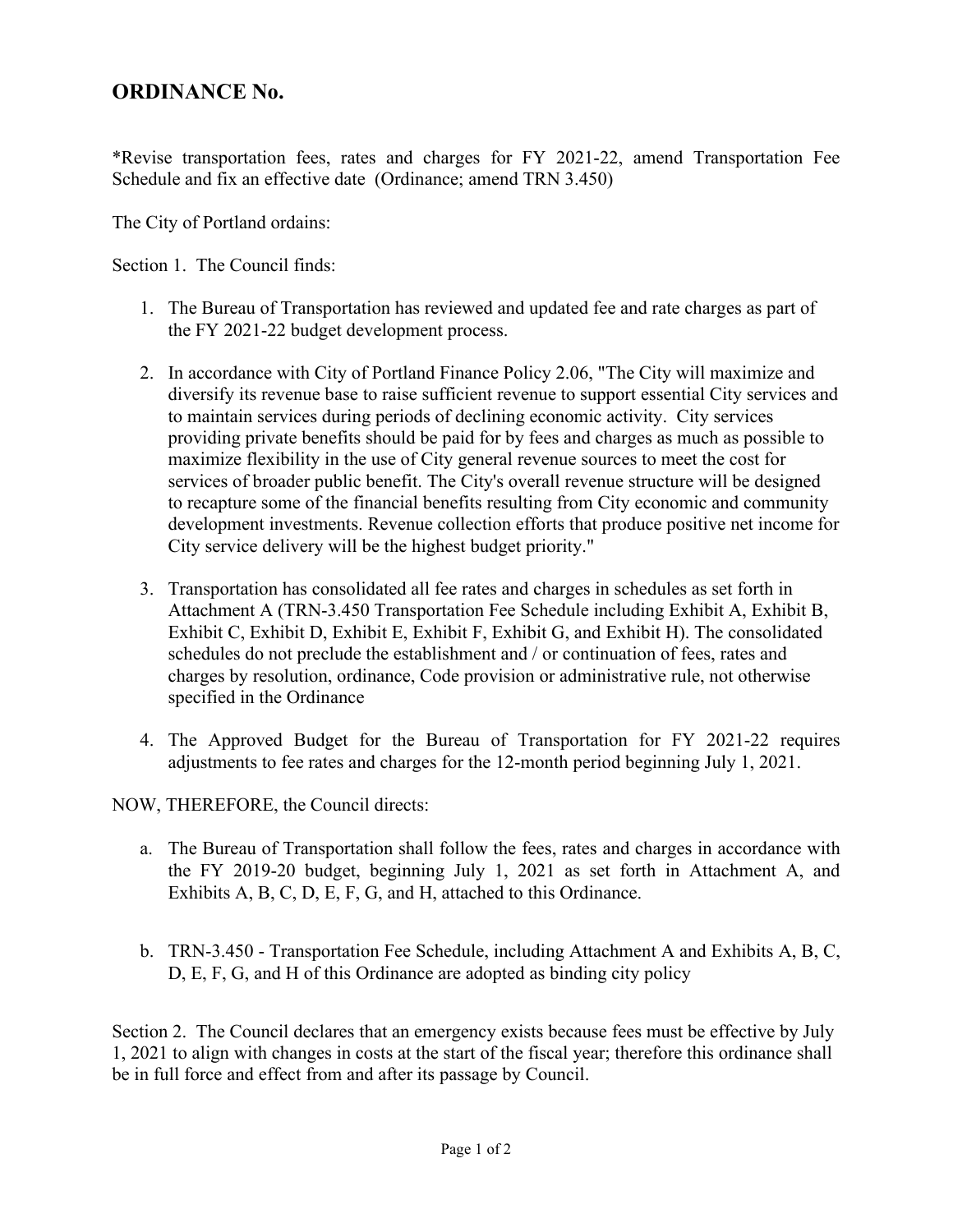# ORDINANCE No.

*Revise transportation fees, rates and charges for FY 2021-22, amend Transportation Fee Schedule and fix an effective date (Ordinance; amend TRN 3.450)

The City of Portland ordains:

Section 1. The Council finds:

1. The Bureau of Transportation has reviewed and updated fee and rate charges as part of the FY 2021-22 budget development process.

2. In accordance with City of Portland Finance Policy 2.06, "The City will maximize and diversify its revenue base to raise sufficient revenue to support essential City services and to maintain services during periods of declining economic activity. City services providing private benefits should be paid for by fees and charges as much as possible to maximize flexibility in the use of City general revenue sources to meet the cost for services of broader public benefit. The City's overall revenue structure will be designed to recapture some of the financial benefits resulting from City economic and community development investments. Revenue collection efforts that produce positive net income for City service delivery will be the highest budget priority."

3. Transportation has consolidated all fee rates and charges in schedules as set forth in Attachment A (TRN-3.450 Transportation Fee Schedule including Exhibit A, Exhibit B, Exhibit C, Exhibit D, Exhibit E, Exhibit F, Exhibit G, and Exhibit H). The consolidated schedules do not preclude the establishment and / or continuation of fees, rates and charges by resolution, ordinance, Code provision or administrative rule, not otherwise specified in the Ordinance

4. The Approved Budget for the Bureau of Transportation for FY 2021-22 requires adjustments to fee rates and charges for the 12-month period beginning July 1, 2021.

NOW, THEREFORE, the Council directs:

a. The Bureau of Transportation shall follow the fees, rates and charges in accordance with the FY 2019-20 budget, beginning July 1, 2021 as set forth in Attachment A, and Exhibits A, B, C, D, E, F, G, and H, attached to this Ordinance.

b. TRN-3.450 - Transportation Fee Schedule, including Attachment A and Exhibits A, B, C, D, E, F, G, and H of this Ordinance are adopted as binding city policy

Section 2. The Council declares that an emergency exists because fees must be effective by July 1, 2021 to align with changes in costs at the start of the fiscal year; therefore this ordinance shall be in full force and effect from and after its passage by Council.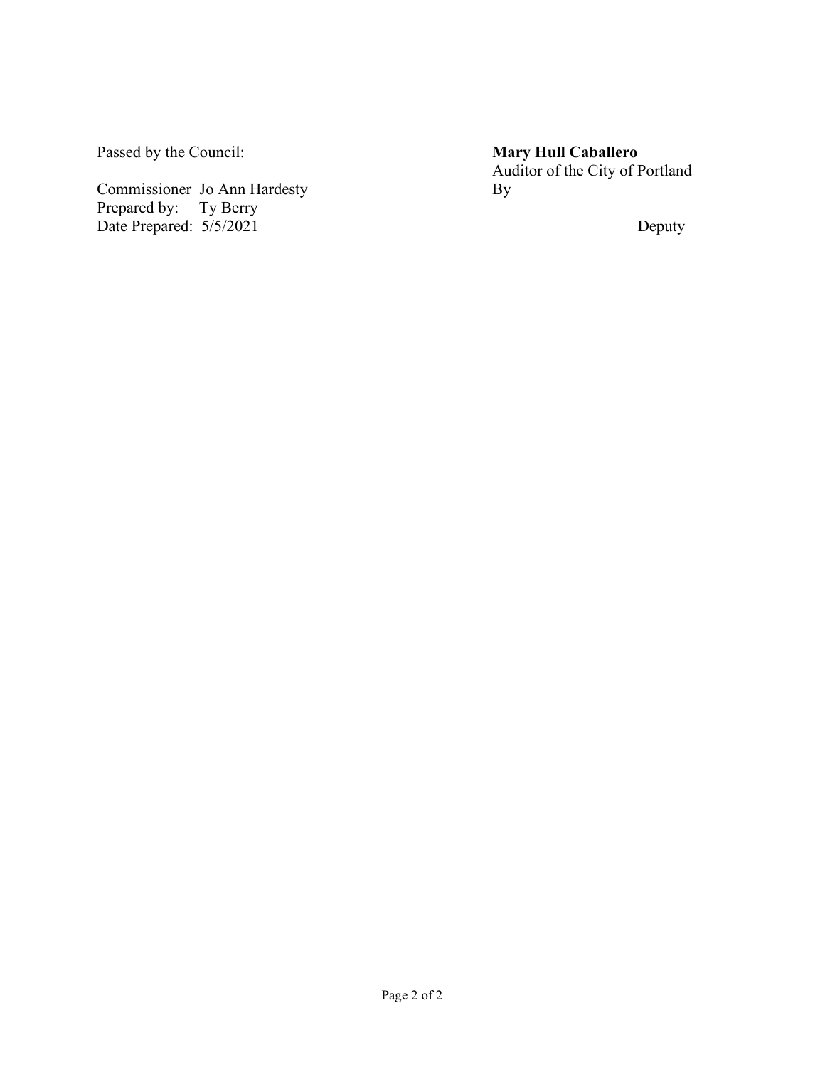Passed by the Council:

Commissioner Jo Ann Hardesty
Prepared by: Ty Berry
Date Prepared: 5/5/2021

**Mary Hull Caballero**
Auditor of the City of Portland
By

Deputy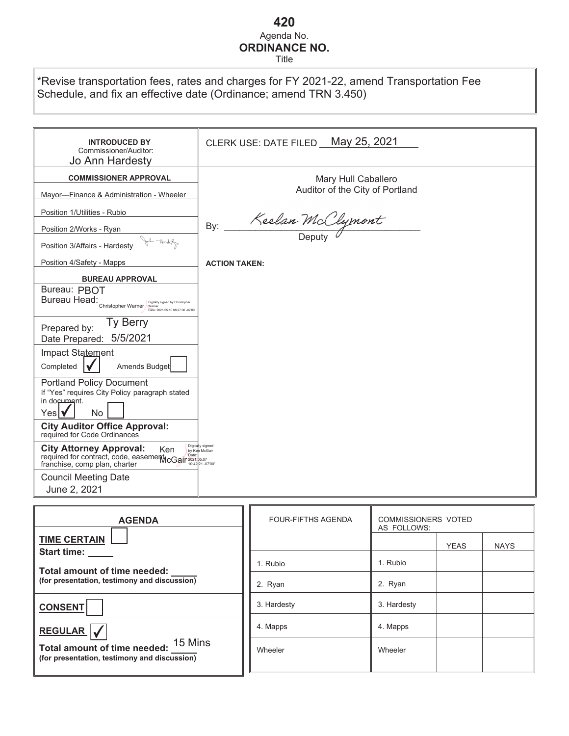# 420

Agenda No.

## ORDINANCE NO.

Title

*Revise transportation fees, rates and charges for FY 2021-22, amend Transportation Fee Schedule, and fix an effective date (Ordinance; amend TRN 3.450)

| | |
|---|---|
| **INTRODUCED BY** Commissioner/Auditor: Jo Ann Hardesty | CLERK USE: DATE FILED May 25, 2021 |
| **COMMISSIONER APPROVAL** | Mary Hull Caballero<br>Auditor of the City of Portland |
| Mayor—Finance & Administration - Wheeler | |
| Position 1/Utilities - Rubio | By: Keelan McClymont<br>Deputy |
| Position 2/Works - Ryan | |
| Position 3/Affairs - Hardesty | |
| Position 4/Safety - Mapps | **ACTION TAKEN:** |
| **BUREAU APPROVAL** | |
| Bureau: PBOT<br>Bureau Head: Christopher Warner (Digitally signed by Christopher Warner Date: 2021.05.10 08:27:06 -07'00') | |
| Prepared by: Ty Berry<br>Date Prepared: 5/5/2021 | |
| Impact Statement<br>Completed ☑ Amends Budget ☐ | |
| Portland Policy Document<br>If "Yes" requires City Policy paragraph stated in document.<br>Yes ☑ No ☐ | |
| **City Auditor Office Approval:** required for Code Ordinances | |
| **City Attorney Approval:** required for contract, code, easement, franchise, comp plan, charter — Ken McGair (Digitally signed by Ken McGair Date: 2021.05.07 10:42:21 -07'00') | |
| Council Meeting Date<br>June 2, 2021 | |

| **AGENDA** |
|---|
| **TIME CERTAIN** ☐<br>**Start time:** _____<br>**Total amount of time needed:** _____<br>**(for presentation, testimony and discussion)** |
| **CONSENT** ☐ |
| **REGULAR** ☑<br>**Total amount of time needed:** 15 Mins<br>**(for presentation, testimony and discussion)** |

| FOUR-FIFTHS AGENDA | COMMISSIONERS VOTED AS FOLLOWS: | | |
|---|---|---|---|
| | | YEAS | NAYS |
| 1. Rubio | 1. Rubio | | |
| 2. Ryan | 2. Ryan | | |
| 3. Hardesty | 3. Hardesty | | |
| 4. Mapps | 4. Mapps | | |
| Wheeler | Wheeler | | |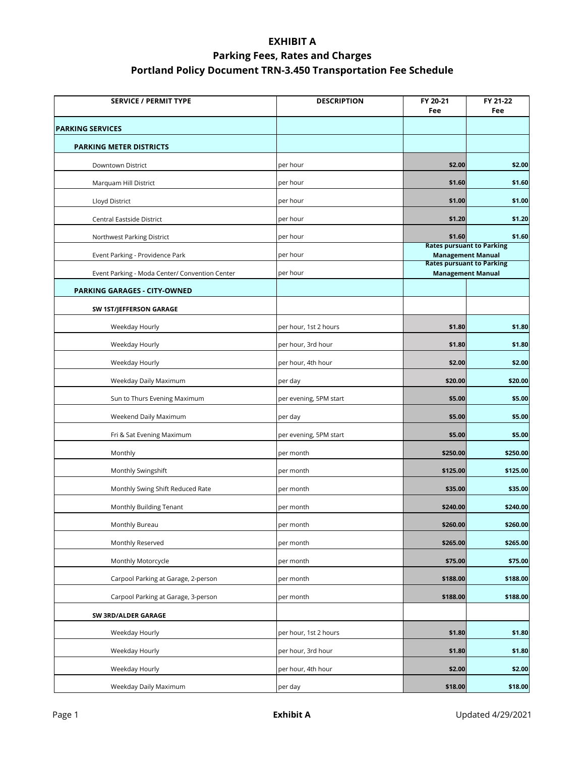# EXHIBIT A

## Parking Fees, Rates and Charges

## Portland Policy Document TRN-3.450 Transportation Fee Schedule

| SERVICE / PERMIT TYPE | DESCRIPTION | FY 20-21 Fee | FY 21-22 Fee |
|---|---|---|---|
| **PARKING SERVICES** | | | |
| **PARKING METER DISTRICTS** | | | |
| Downtown District | per hour | **$2.00** | **$2.00** |
| Marquam Hill District | per hour | **$1.60** | **$1.60** |
| Lloyd District | per hour | **$1.00** | **$1.00** |
| Central Eastside District | per hour | **$1.20** | **$1.20** |
| Northwest Parking District | per hour | **$1.60** | **$1.60** |
| Event Parking - Providence Park | per hour | **Rates pursuant to Parking Management Manual** | |
| Event Parking - Moda Center/ Convention Center | per hour | **Rates pursuant to Parking Management Manual** | |
| **PARKING GARAGES - CITY-OWNED** | | | |
| **SW 1ST/JEFFERSON GARAGE** | | | |
| Weekday Hourly | per hour, 1st 2 hours | **$1.80** | **$1.80** |
| Weekday Hourly | per hour, 3rd hour | **$1.80** | **$1.80** |
| Weekday Hourly | per hour, 4th hour | **$2.00** | **$2.00** |
| Weekday Daily Maximum | per day | **$20.00** | **$20.00** |
| Sun to Thurs Evening Maximum | per evening, 5PM start | **$5.00** | **$5.00** |
| Weekend Daily Maximum | per day | **$5.00** | **$5.00** |
| Fri & Sat Evening Maximum | per evening, 5PM start | **$5.00** | **$5.00** |
| Monthly | per month | **$250.00** | **$250.00** |
| Monthly Swingshift | per month | **$125.00** | **$125.00** |
| Monthly Swing Shift Reduced Rate | per month | **$35.00** | **$35.00** |
| Monthly Building Tenant | per month | **$240.00** | **$240.00** |
| Monthly Bureau | per month | **$260.00** | **$260.00** |
| Monthly Reserved | per month | **$265.00** | **$265.00** |
| Monthly Motorcycle | per month | **$75.00** | **$75.00** |
| Carpool Parking at Garage, 2-person | per month | **$188.00** | **$188.00** |
| Carpool Parking at Garage, 3-person | per month | **$188.00** | **$188.00** |
| **SW 3RD/ALDER GARAGE** | | | |
| Weekday Hourly | per hour, 1st 2 hours | **$1.80** | **$1.80** |
| Weekday Hourly | per hour, 3rd hour | **$1.80** | **$1.80** |
| Weekday Hourly | per hour, 4th hour | **$2.00** | **$2.00** |
| Weekday Daily Maximum | per day | **$18.00** | **$18.00** |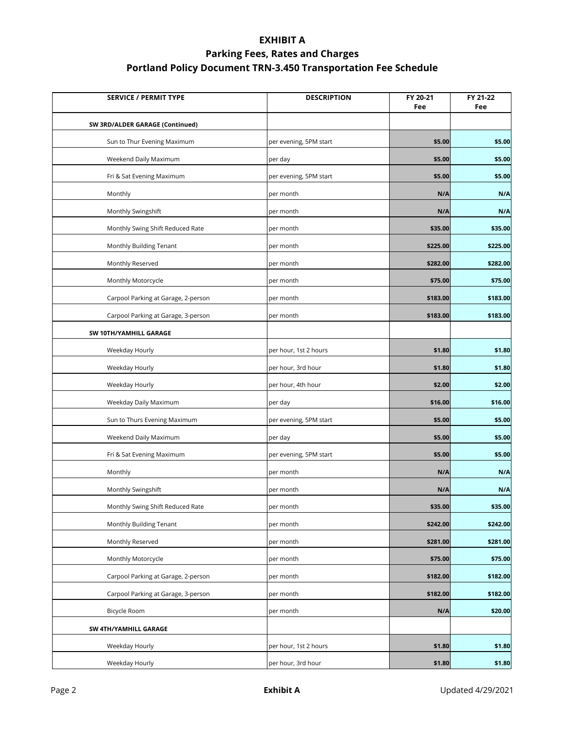# EXHIBIT A

## Parking Fees, Rates and Charges

## Portland Policy Document TRN-3.450 Transportation Fee Schedule

| SERVICE / PERMIT TYPE | DESCRIPTION | FY 20-21 Fee | FY 21-22 Fee |
|---|---|---|---|
| **SW 3RD/ALDER GARAGE (Continued)** | | | |
| Sun to Thur Evening Maximum | per evening, 5PM start | **$5.00** | **$5.00** |
| Weekend Daily Maximum | per day | **$5.00** | **$5.00** |
| Fri & Sat Evening Maximum | per evening, 5PM start | **$5.00** | **$5.00** |
| Monthly | per month | **N/A** | **N/A** |
| Monthly Swingshift | per month | **N/A** | **N/A** |
| Monthly Swing Shift Reduced Rate | per month | **$35.00** | **$35.00** |
| Monthly Building Tenant | per month | **$225.00** | **$225.00** |
| Monthly Reserved | per month | **$282.00** | **$282.00** |
| Monthly Motorcycle | per month | **$75.00** | **$75.00** |
| Carpool Parking at Garage, 2-person | per month | **$183.00** | **$183.00** |
| Carpool Parking at Garage, 3-person | per month | **$183.00** | **$183.00** |
| **SW 10TH/YAMHILL GARAGE** | | | |
| Weekday Hourly | per hour, 1st 2 hours | **$1.80** | **$1.80** |
| Weekday Hourly | per hour, 3rd hour | **$1.80** | **$1.80** |
| Weekday Hourly | per hour, 4th hour | **$2.00** | **$2.00** |
| Weekday Daily Maximum | per day | **$16.00** | **$16.00** |
| Sun to Thurs Evening Maximum | per evening, 5PM start | **$5.00** | **$5.00** |
| Weekend Daily Maximum | per day | **$5.00** | **$5.00** |
| Fri & Sat Evening Maximum | per evening, 5PM start | **$5.00** | **$5.00** |
| Monthly | per month | **N/A** | **N/A** |
| Monthly Swingshift | per month | **N/A** | **N/A** |
| Monthly Swing Shift Reduced Rate | per month | **$35.00** | **$35.00** |
| Monthly Building Tenant | per month | **$242.00** | **$242.00** |
| Monthly Reserved | per month | **$281.00** | **$281.00** |
| Monthly Motorcycle | per month | **$75.00** | **$75.00** |
| Carpool Parking at Garage, 2-person | per month | **$182.00** | **$182.00** |
| Carpool Parking at Garage, 3-person | per month | **$182.00** | **$182.00** |
| Bicycle Room | per month | **N/A** | **$20.00** |
| **SW 4TH/YAMHILL GARAGE** | | | |
| Weekday Hourly | per hour, 1st 2 hours | **$1.80** | **$1.80** |
| Weekday Hourly | per hour, 3rd hour | **$1.80** | **$1.80** |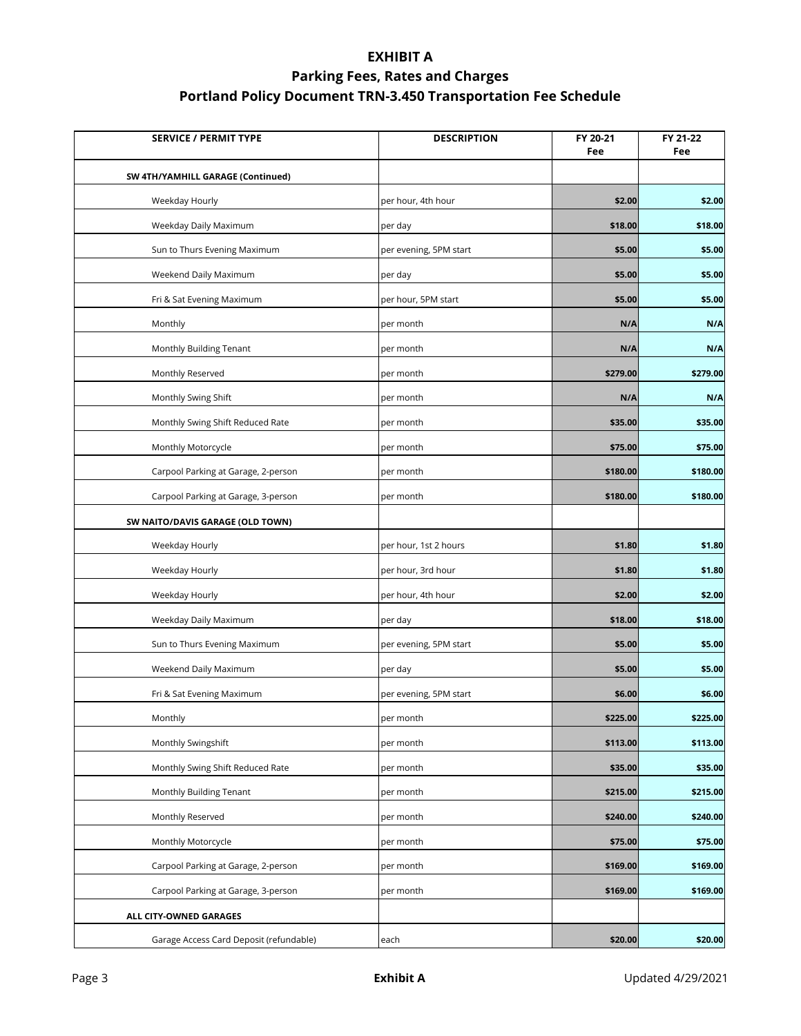# EXHIBIT A

## Parking Fees, Rates and Charges

## Portland Policy Document TRN-3.450 Transportation Fee Schedule

| SERVICE / PERMIT TYPE | DESCRIPTION | FY 20-21 Fee | FY 21-22 Fee |
|---|---|---|---|
| **SW 4TH/YAMHILL GARAGE (Continued)** | | | |
| Weekday Hourly | per hour, 4th hour | **$2.00** | **$2.00** |
| Weekday Daily Maximum | per day | **$18.00** | **$18.00** |
| Sun to Thurs Evening Maximum | per evening, 5PM start | **$5.00** | **$5.00** |
| Weekend Daily Maximum | per day | **$5.00** | **$5.00** |
| Fri & Sat Evening Maximum | per hour, 5PM start | **$5.00** | **$5.00** |
| Monthly | per month | **N/A** | **N/A** |
| Monthly Building Tenant | per month | **N/A** | **N/A** |
| Monthly Reserved | per month | **$279.00** | **$279.00** |
| Monthly Swing Shift | per month | **N/A** | **N/A** |
| Monthly Swing Shift Reduced Rate | per month | **$35.00** | **$35.00** |
| Monthly Motorcycle | per month | **$75.00** | **$75.00** |
| Carpool Parking at Garage, 2-person | per month | **$180.00** | **$180.00** |
| Carpool Parking at Garage, 3-person | per month | **$180.00** | **$180.00** |
| **SW NAITO/DAVIS GARAGE (OLD TOWN)** | | | |
| Weekday Hourly | per hour, 1st 2 hours | **$1.80** | **$1.80** |
| Weekday Hourly | per hour, 3rd hour | **$1.80** | **$1.80** |
| Weekday Hourly | per hour, 4th hour | **$2.00** | **$2.00** |
| Weekday Daily Maximum | per day | **$18.00** | **$18.00** |
| Sun to Thurs Evening Maximum | per evening, 5PM start | **$5.00** | **$5.00** |
| Weekend Daily Maximum | per day | **$5.00** | **$5.00** |
| Fri & Sat Evening Maximum | per evening, 5PM start | **$6.00** | **$6.00** |
| Monthly | per month | **$225.00** | **$225.00** |
| Monthly Swingshift | per month | **$113.00** | **$113.00** |
| Monthly Swing Shift Reduced Rate | per month | **$35.00** | **$35.00** |
| Monthly Building Tenant | per month | **$215.00** | **$215.00** |
| Monthly Reserved | per month | **$240.00** | **$240.00** |
| Monthly Motorcycle | per month | **$75.00** | **$75.00** |
| Carpool Parking at Garage, 2-person | per month | **$169.00** | **$169.00** |
| Carpool Parking at Garage, 3-person | per month | **$169.00** | **$169.00** |
| **ALL CITY-OWNED GARAGES** | | | |
| Garage Access Card Deposit (refundable) | each | **$20.00** | **$20.00** |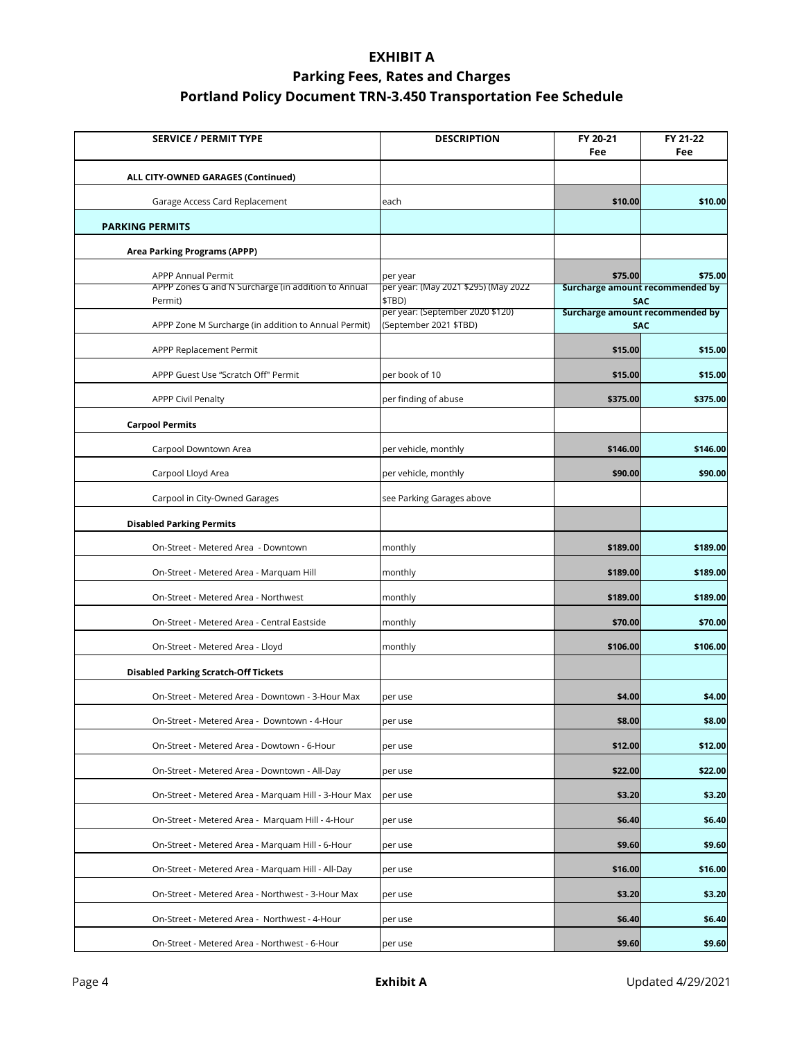# EXHIBIT A

## Parking Fees, Rates and Charges

## Portland Policy Document TRN-3.450 Transportation Fee Schedule

| SERVICE / PERMIT TYPE | DESCRIPTION | FY 20-21 Fee | FY 21-22 Fee |
|---|---|---|---|
| **ALL CITY-OWNED GARAGES (Continued)** | | | |
| Garage Access Card Replacement | each | **$10.00** | **$10.00** |
| **PARKING PERMITS** | | | |
| **Area Parking Programs (APPP)** | | | |
| APPP Annual Permit | per year | **$75.00** | **$75.00** |
| APPP Zones G and N Surcharge (in addition to Annual Permit) | per year: (May 2021 $295) (May 2022 $TBD) | **Surcharge amount recommended by SAC** | |
| APPP Zone M Surcharge (in addition to Annual Permit) | per year: (September 2020 $120) (September 2021 $TBD) | **Surcharge amount recommended by SAC** | |
| APPP Replacement Permit | | **$15.00** | **$15.00** |
| APPP Guest Use "Scratch Off" Permit | per book of 10 | **$15.00** | **$15.00** |
| APPP Civil Penalty | per finding of abuse | **$375.00** | **$375.00** |
| **Carpool Permits** | | | |
| Carpool Downtown Area | per vehicle, monthly | **$146.00** | **$146.00** |
| Carpool Lloyd Area | per vehicle, monthly | **$90.00** | **$90.00** |
| Carpool in City-Owned Garages | see Parking Garages above | | |
| **Disabled Parking Permits** | | | |
| On-Street - Metered Area - Downtown | monthly | **$189.00** | **$189.00** |
| On-Street - Metered Area - Marquam Hill | monthly | **$189.00** | **$189.00** |
| On-Street - Metered Area - Northwest | monthly | **$189.00** | **$189.00** |
| On-Street - Metered Area - Central Eastside | monthly | **$70.00** | **$70.00** |
| On-Street - Metered Area - Lloyd | monthly | **$106.00** | **$106.00** |
| **Disabled Parking Scratch-Off Tickets** | | | |
| On-Street - Metered Area - Downtown - 3-Hour Max | per use | **$4.00** | **$4.00** |
| On-Street - Metered Area - Downtown - 4-Hour | per use | **$8.00** | **$8.00** |
| On-Street - Metered Area - Dowtown - 6-Hour | per use | **$12.00** | **$12.00** |
| On-Street - Metered Area - Downtown - All-Day | per use | **$22.00** | **$22.00** |
| On-Street - Metered Area - Marquam Hill - 3-Hour Max | per use | **$3.20** | **$3.20** |
| On-Street - Metered Area - Marquam Hill - 4-Hour | per use | **$6.40** | **$6.40** |
| On-Street - Metered Area - Marquam Hill - 6-Hour | per use | **$9.60** | **$9.60** |
| On-Street - Metered Area - Marquam Hill - All-Day | per use | **$16.00** | **$16.00** |
| On-Street - Metered Area - Northwest - 3-Hour Max | per use | **$3.20** | **$3.20** |
| On-Street - Metered Area - Northwest - 4-Hour | per use | **$6.40** | **$6.40** |
| On-Street - Metered Area - Northwest - 6-Hour | per use | **$9.60** | **$9.60** |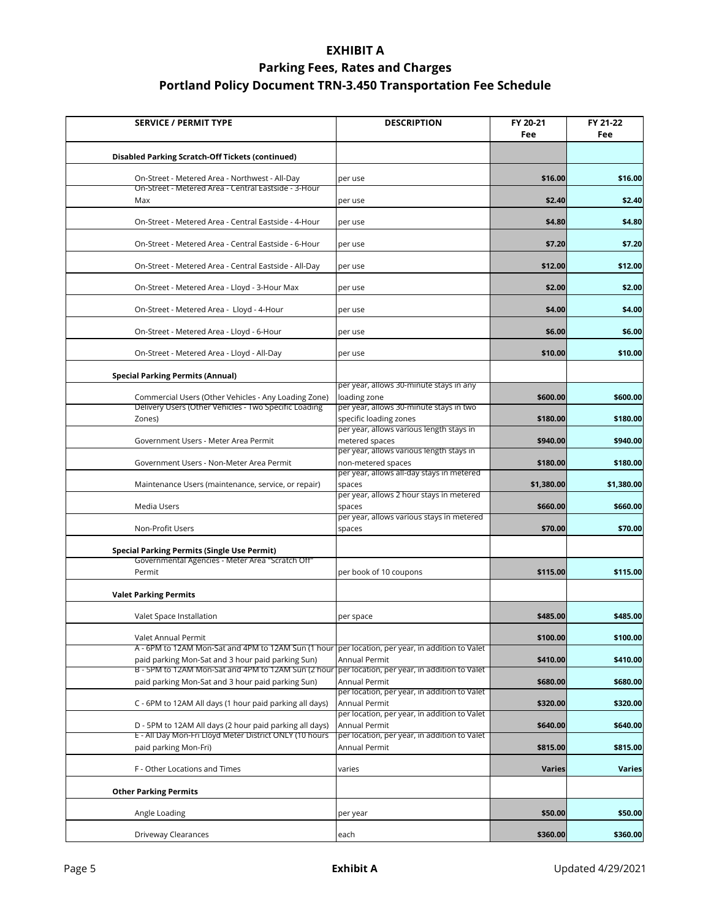# EXHIBIT A

## Parking Fees, Rates and Charges

## Portland Policy Document TRN-3.450 Transportation Fee Schedule

| SERVICE / PERMIT TYPE | DESCRIPTION | FY 20-21 Fee | FY 21-22 Fee |
|---|---|---|---|
| **Disabled Parking Scratch-Off Tickets (continued)** | | | |
| On-Street - Metered Area - Northwest - All-Day | per use | $16.00 | $16.00 |
| On-Street - Metered Area - Central Eastside - 3-Hour Max | per use | $2.40 | $2.40 |
| On-Street - Metered Area - Central Eastside - 4-Hour | per use | $4.80 | $4.80 |
| On-Street - Metered Area - Central Eastside - 6-Hour | per use | $7.20 | $7.20 |
| On-Street - Metered Area - Central Eastside - All-Day | per use | $12.00 | $12.00 |
| On-Street - Metered Area - Lloyd - 3-Hour Max | per use | $2.00 | $2.00 |
| On-Street - Metered Area - Lloyd - 4-Hour | per use | $4.00 | $4.00 |
| On-Street - Metered Area - Lloyd - 6-Hour | per use | $6.00 | $6.00 |
| On-Street - Metered Area - Lloyd - All-Day | per use | $10.00 | $10.00 |
| **Special Parking Permits (Annual)** | | | |
| Commercial Users (Other Vehicles - Any Loading Zone) | per year, allows 30-minute stays in any loading zone | $600.00 | $600.00 |
| Delivery Users (Other Vehicles - Two Specific Loading Zones) | per year, allows 30-minute stays in two specific loading zones | $180.00 | $180.00 |
| Government Users - Meter Area Permit | per year, allows various length stays in metered spaces | $940.00 | $940.00 |
| Government Users - Non-Meter Area Permit | per year, allows various length stays in non-metered spaces | $180.00 | $180.00 |
| Maintenance Users (maintenance, service, or repair) | per year, allows all-day stays in metered spaces | $1,380.00 | $1,380.00 |
| Media Users | per year, allows 2 hour stays in metered spaces | $660.00 | $660.00 |
| Non-Profit Users | per year, allows various stays in metered spaces | $70.00 | $70.00 |
| **Special Parking Permits (Single Use Permit)** | | | |
| Governmental Agencies - Meter Area "Scratch Off" Permit | per book of 10 coupons | $115.00 | $115.00 |
| **Valet Parking Permits** | | | |
| Valet Space Installation | per space | $485.00 | $485.00 |
| Valet Annual Permit | | $100.00 | $100.00 |
| A - 6PM to 12AM Mon-Sat and 4PM to 12AM Sun (1 hour paid parking Mon-Sat and 3 hour paid parking Sun) | per location, per year, in addition to Valet Annual Permit | $410.00 | $410.00 |
| B - 5PM to 12AM Mon-Sat and 4PM to 12AM Sun (2 hour paid parking Mon-Sat and 3 hour paid parking Sun) | per location, per year, in addition to Valet Annual Permit | $680.00 | $680.00 |
| C - 6PM to 12AM All days (1 hour paid parking all days) | per location, per year, in addition to Valet Annual Permit | $320.00 | $320.00 |
| D - 5PM to 12AM All days (2 hour paid parking all days) | per location, per year, in addition to Valet Annual Permit | $640.00 | $640.00 |
| E - All Day Mon-Fri Lloyd Meter District ONLY (10 hours paid parking Mon-Fri) | per location, per year, in addition to Valet Annual Permit | $815.00 | $815.00 |
| F - Other Locations and Times | varies | Varies | Varies |
| **Other Parking Permits** | | | |
| Angle Loading | per year | $50.00 | $50.00 |
| Driveway Clearances | each | $360.00 | $360.00 |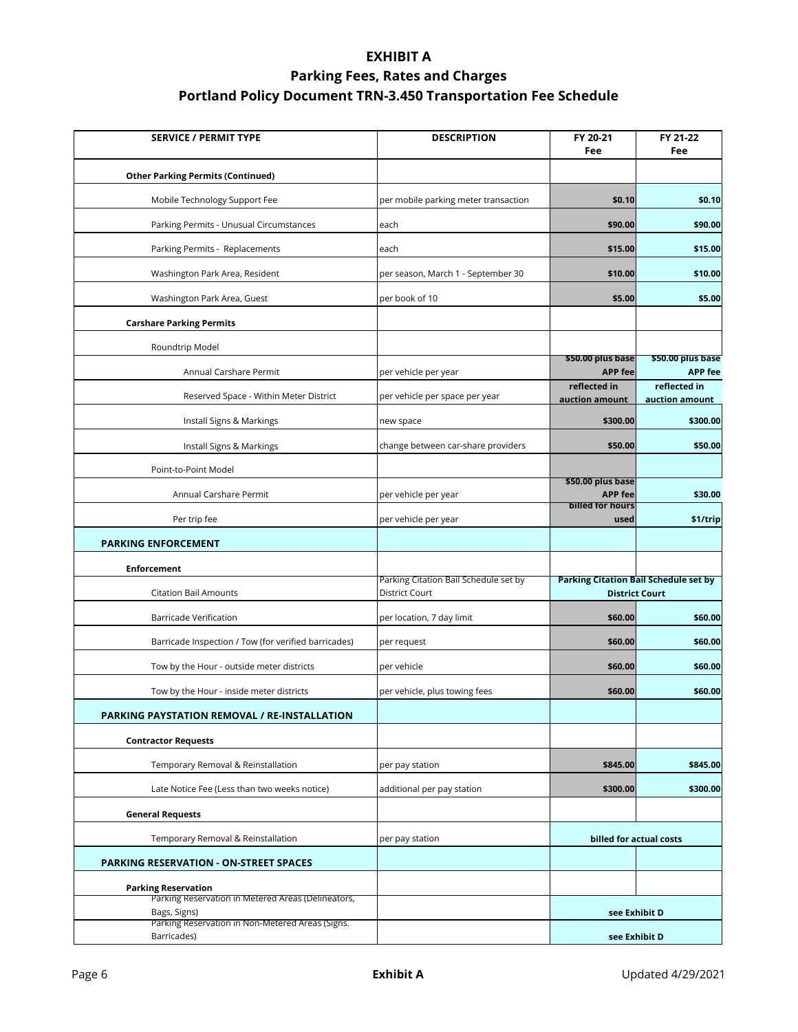# EXHIBIT A

## Parking Fees, Rates and Charges

## Portland Policy Document TRN-3.450 Transportation Fee Schedule

| SERVICE / PERMIT TYPE | DESCRIPTION | FY 20-21 Fee | FY 21-22 Fee |
|---|---|---|---|
| **Other Parking Permits (Continued)** | | | |
| Mobile Technology Support Fee | per mobile parking meter transaction | **$0.10** | **$0.10** |
| Parking Permits - Unusual Circumstances | each | **$90.00** | **$90.00** |
| Parking Permits - Replacements | each | **$15.00** | **$15.00** |
| Washington Park Area, Resident | per season, March 1 - September 30 | **$10.00** | **$10.00** |
| Washington Park Area, Guest | per book of 10 | **$5.00** | **$5.00** |
| **Carshare Parking Permits** | | | |
| Roundtrip Model | | | |
| Annual Carshare Permit | per vehicle per year | **$50.00 plus base APP fee** | **$50.00 plus base APP fee** |
| Reserved Space - Within Meter District | per vehicle per space per year | **reflected in auction amount** | **reflected in auction amount** |
| Install Signs & Markings | new space | **$300.00** | **$300.00** |
| Install Signs & Markings | change between car-share providers | **$50.00** | **$50.00** |
| Point-to-Point Model | | | |
| Annual Carshare Permit | per vehicle per year | **$50.00 plus base APP fee** | **$30.00** |
| Per trip fee | per vehicle per year | **billed for hours used** | **$1/trip** |
| **PARKING ENFORCEMENT** | | | |
| **Enforcement** | | | |
| Citation Bail Amounts | Parking Citation Bail Schedule set by District Court | **Parking Citation Bail Schedule set by District Court** | |
| Barricade Verification | per location, 7 day limit | **$60.00** | **$60.00** |
| Barricade Inspection / Tow (for verified barricades) | per request | **$60.00** | **$60.00** |
| Tow by the Hour - outside meter districts | per vehicle | **$60.00** | **$60.00** |
| Tow by the Hour - inside meter districts | per vehicle, plus towing fees | **$60.00** | **$60.00** |
| **PARKING PAYSTATION REMOVAL / RE-INSTALLATION** | | | |
| **Contractor Requests** | | | |
| Temporary Removal & Reinstallation | per pay station | **$845.00** | **$845.00** |
| Late Notice Fee (Less than two weeks notice) | additional per pay station | **$300.00** | **$300.00** |
| **General Requests** | | | |
| Temporary Removal & Reinstallation | per pay station | **billed for actual costs** | |
| **PARKING RESERVATION - ON-STREET SPACES** | | | |
| **Parking Reservation** | | | |
| Parking Reservation in Metered Areas (Delineators, Bags, Signs) | | **see Exhibit D** | |
| Parking Reservation in Non-Metered Areas (Signs. Barricades) | | **see Exhibit D** | |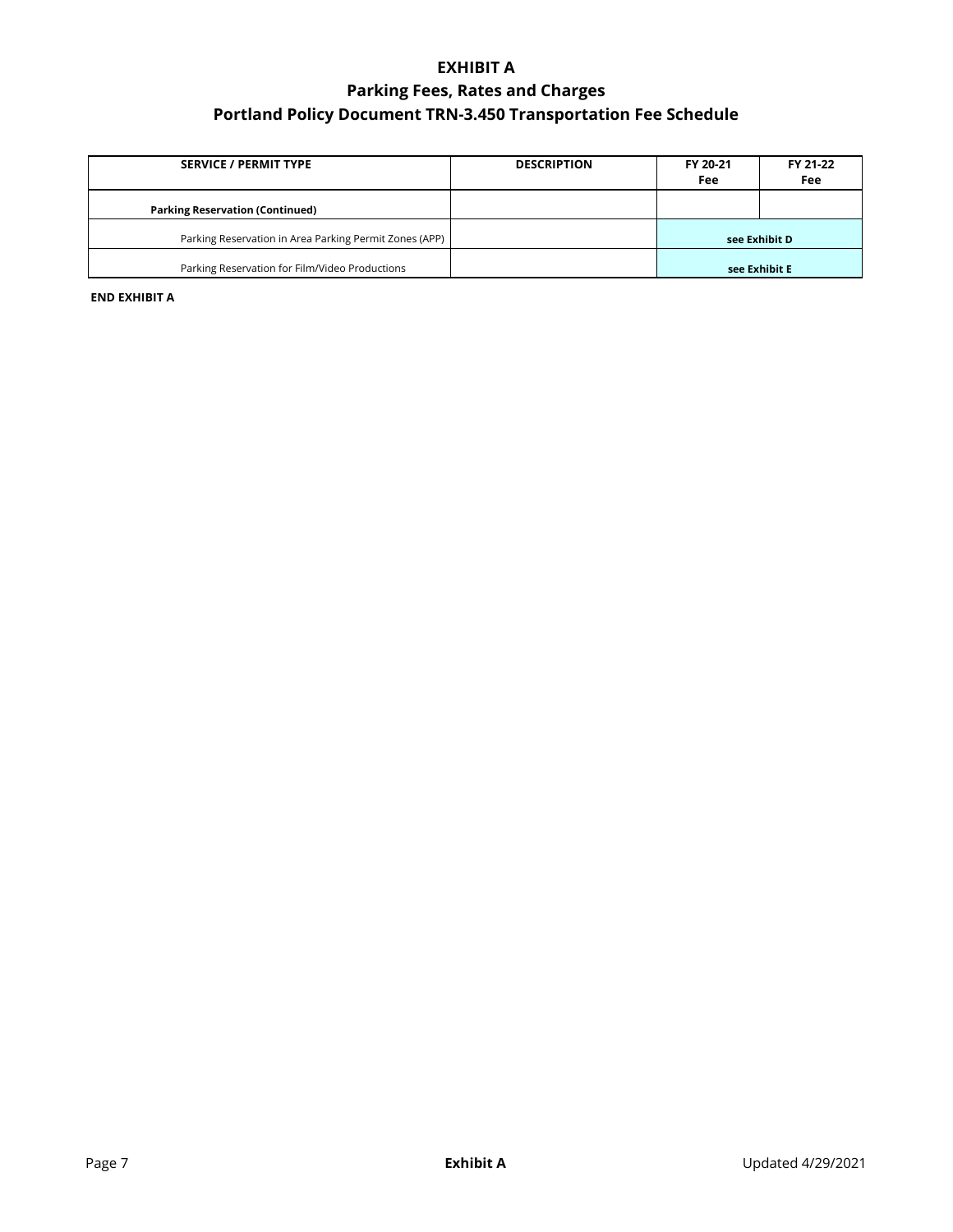# EXHIBIT A
## Parking Fees, Rates and Charges
## Portland Policy Document TRN-3.450 Transportation Fee Schedule

| SERVICE / PERMIT TYPE | DESCRIPTION | FY 20-21 Fee | FY 21-22 Fee |
|---|---|---|---|
| **Parking Reservation (Continued)** | | | |
| Parking Reservation in Area Parking Permit Zones (APP) | | **see Exhibit D** | |
| Parking Reservation for Film/Video Productions | | **see Exhibit E** | |

**END EXHIBIT A**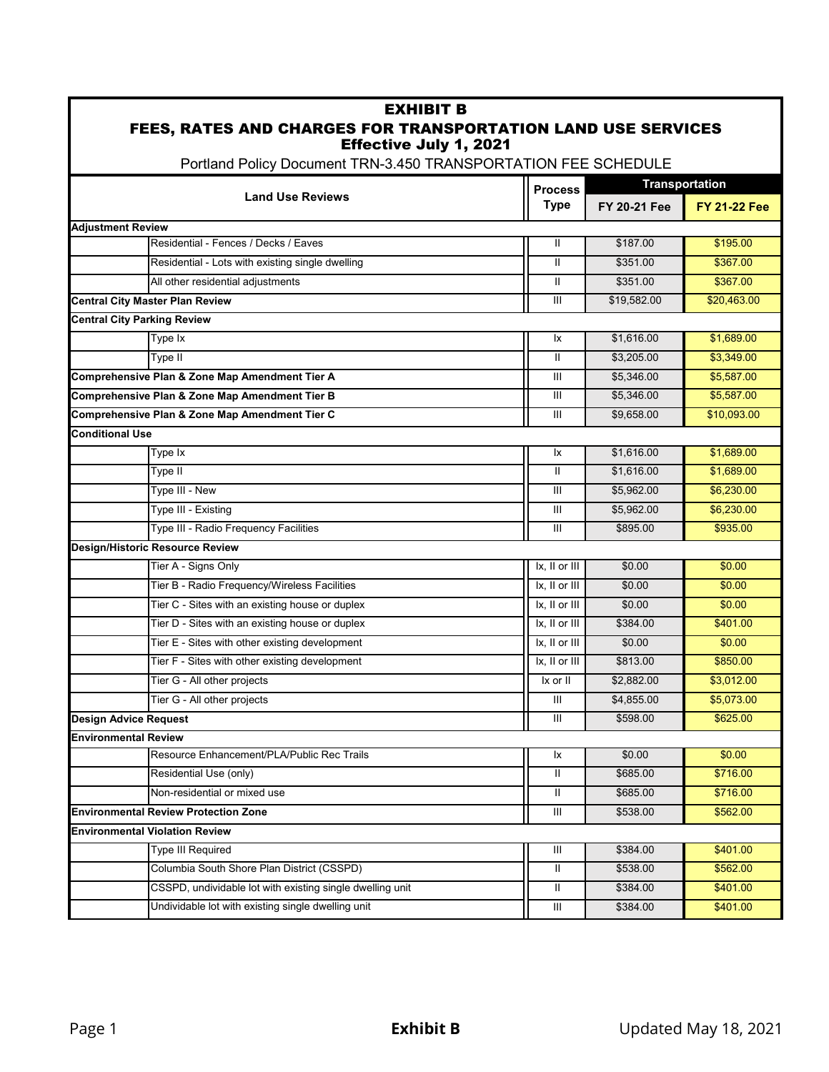# EXHIBIT B

## FEES, RATES AND CHARGES FOR TRANSPORTATION LAND USE SERVICES

### Effective July 1, 2021

Portland Policy Document TRN-3.450 TRANSPORTATION FEE SCHEDULE

| Land Use Reviews | | Process Type | Transportation | |
|---|---|---|---|---|
| | | | FY 20-21 Fee | FY 21-22 Fee |
| **Adjustment Review** | | | | |
| | Residential - Fences / Decks / Eaves | II | $187.00 | $195.00 |
| | Residential - Lots with existing single dwelling | II | $351.00 | $367.00 |
| | All other residential adjustments | II | $351.00 | $367.00 |
| **Central City Master Plan Review** | | III | $19,582.00 | $20,463.00 |
| **Central City Parking Review** | | | | |
| | Type Ix | Ix | $1,616.00 | $1,689.00 |
| | Type II | II | $3,205.00 | $3,349.00 |
| **Comprehensive Plan & Zone Map Amendment Tier A** | | III | $5,346.00 | $5,587.00 |
| **Comprehensive Plan & Zone Map Amendment Tier B** | | III | $5,346.00 | $5,587.00 |
| **Comprehensive Plan & Zone Map Amendment Tier C** | | III | $9,658.00 | $10,093.00 |
| **Conditional Use** | | | | |
| | Type Ix | Ix | $1,616.00 | $1,689.00 |
| | Type II | II | $1,616.00 | $1,689.00 |
| | Type III - New | III | $5,962.00 | $6,230.00 |
| | Type III - Existing | III | $5,962.00 | $6,230.00 |
| | Type III - Radio Frequency Facilities | III | $895.00 | $935.00 |
| **Design/Historic Resource Review** | | | | |
| | Tier A - Signs Only | Ix, II or III | $0.00 | $0.00 |
| | Tier B - Radio Frequency/Wireless Facilities | Ix, II or III | $0.00 | $0.00 |
| | Tier C - Sites with an existing house or duplex | Ix, II or III | $0.00 | $0.00 |
| | Tier D - Sites with an existing house or duplex | Ix, II or III | $384.00 | $401.00 |
| | Tier E - Sites with other existing development | Ix, II or III | $0.00 | $0.00 |
| | Tier F - Sites with other existing development | Ix, II or III | $813.00 | $850.00 |
| | Tier G - All other projects | Ix or II | $2,882.00 | $3,012.00 |
| | Tier G - All other projects | III | $4,855.00 | $5,073.00 |
| **Design Advice Request** | | III | $598.00 | $625.00 |
| **Environmental Review** | | | | |
| | Resource Enhancement/PLA/Public Rec Trails | Ix | $0.00 | $0.00 |
| | Residential Use (only) | II | $685.00 | $716.00 |
| | Non-residential or mixed use | II | $685.00 | $716.00 |
| **Environmental Review Protection Zone** | | III | $538.00 | $562.00 |
| **Environmental Violation Review** | | | | |
| | Type III Required | III | $384.00 | $401.00 |
| | Columbia South Shore Plan District (CSSPD) | II | $538.00 | $562.00 |
| | CSSPD, undividable lot with existing single dwelling unit | II | $384.00 | $401.00 |
| | Undividable lot with existing single dwelling unit | III | $384.00 | $401.00 |

Exhibit B

Updated May 18, 2021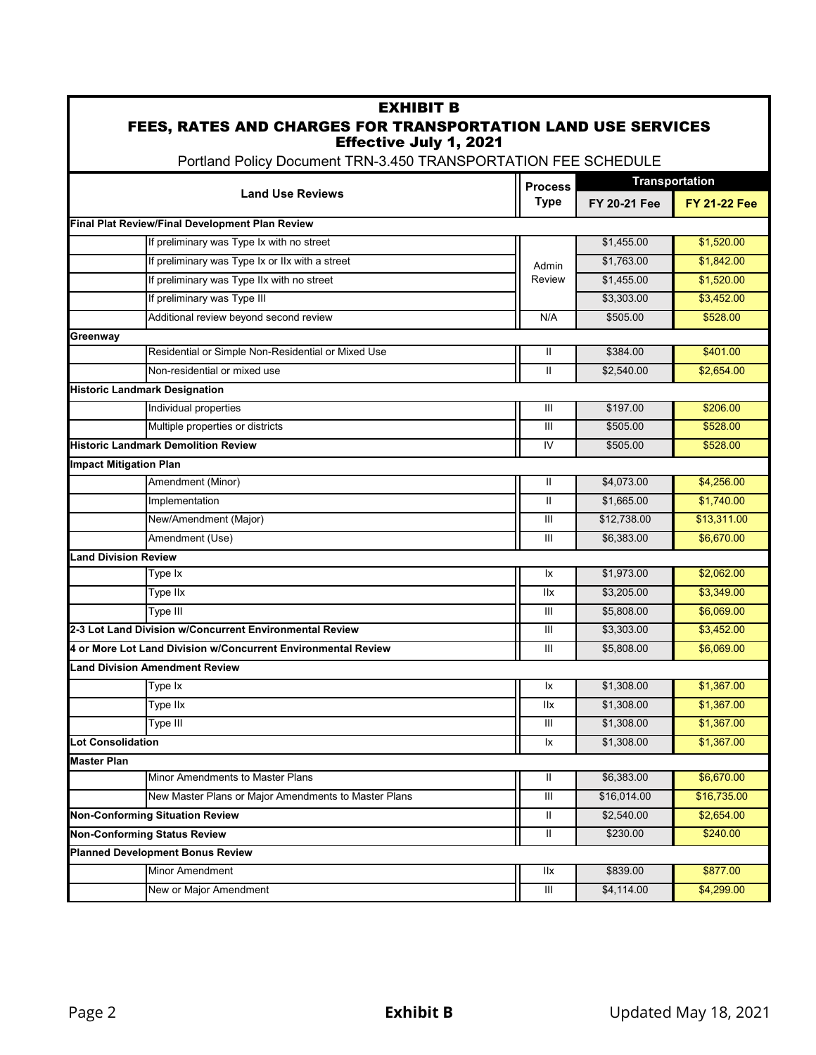# EXHIBIT B

## FEES, RATES AND CHARGES FOR TRANSPORTATION LAND USE SERVICES

### Effective July 1, 2021

Portland Policy Document TRN-3.450 TRANSPORTATION FEE SCHEDULE

| Land Use Reviews | | Process Type | Transportation | |
|---|---|---|---|---|
| | | | FY 20-21 Fee | FY 21-22 Fee |
| **Final Plat Review/Final Development Plan Review** | | | | |
| | If preliminary was Type Ix with no street | Admin Review | $1,455.00 | $1,520.00 |
| | If preliminary was Type Ix or IIx with a street | Admin Review | $1,763.00 | $1,842.00 |
| | If preliminary was Type IIx with no street | Admin Review | $1,455.00 | $1,520.00 |
| | If preliminary was Type III | Admin Review | $3,303.00 | $3,452.00 |
| | Additional review beyond second review | N/A | $505.00 | $528.00 |
| **Greenway** | | | | |
| | Residential or Simple Non-Residential or Mixed Use | II | $384.00 | $401.00 |
| | Non-residential or mixed use | II | $2,540.00 | $2,654.00 |
| **Historic Landmark Designation** | | | | |
| | Individual properties | III | $197.00 | $206.00 |
| | Multiple properties or districts | III | $505.00 | $528.00 |
| **Historic Landmark Demolition Review** | | IV | $505.00 | $528.00 |
| **Impact Mitigation Plan** | | | | |
| | Amendment (Minor) | II | $4,073.00 | $4,256.00 |
| | Implementation | II | $1,665.00 | $1,740.00 |
| | New/Amendment (Major) | III | $12,738.00 | $13,311.00 |
| | Amendment (Use) | III | $6,383.00 | $6,670.00 |
| **Land Division Review** | | | | |
| | Type Ix | Ix | $1,973.00 | $2,062.00 |
| | Type IIx | IIx | $3,205.00 | $3,349.00 |
| | Type III | III | $5,808.00 | $6,069.00 |
| **2-3 Lot Land Division w/Concurrent Environmental Review** | | III | $3,303.00 | $3,452.00 |
| **4 or More Lot Land Division w/Concurrent Environmental Review** | | III | $5,808.00 | $6,069.00 |
| **Land Division Amendment Review** | | | | |
| | Type Ix | Ix | $1,308.00 | $1,367.00 |
| | Type IIx | IIx | $1,308.00 | $1,367.00 |
| | Type III | III | $1,308.00 | $1,367.00 |
| **Lot Consolidation** | | Ix | $1,308.00 | $1,367.00 |
| **Master Plan** | | | | |
| | Minor Amendments to Master Plans | II | $6,383.00 | $6,670.00 |
| | New Master Plans or Major Amendments to Master Plans | III | $16,014.00 | $16,735.00 |
| **Non-Conforming Situation Review** | | II | $2,540.00 | $2,654.00 |
| **Non-Conforming Status Review** | | II | $230.00 | $240.00 |
| **Planned Development Bonus Review** | | | | |
| | Minor Amendment | IIx | $839.00 | $877.00 |
| | New or Major Amendment | III | $4,114.00 | $4,299.00 |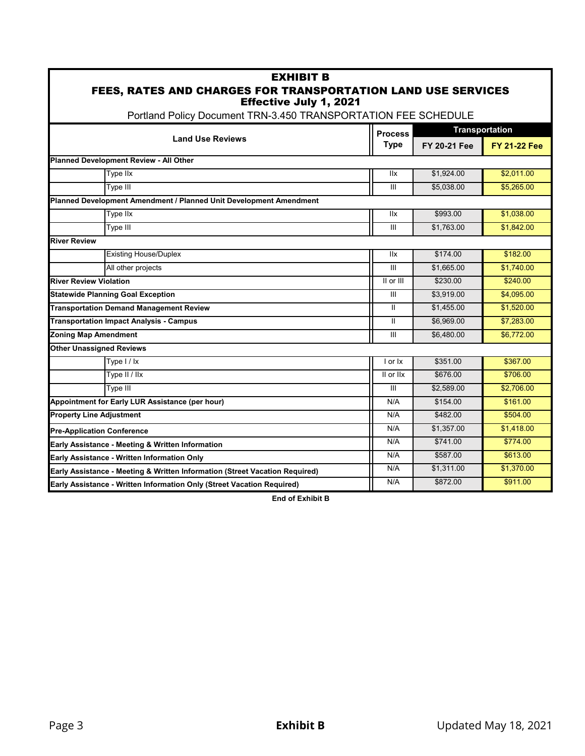# EXHIBIT B

## FEES, RATES AND CHARGES FOR TRANSPORTATION LAND USE SERVICES

### Effective July 1, 2021

Portland Policy Document TRN-3.450 TRANSPORTATION FEE SCHEDULE

| Land Use Reviews | | Process Type | Transportation | |
|---|---|---|---|---|
| | | | FY 20-21 Fee | FY 21-22 Fee |
| **Planned Development Review - All Other** | | | | |
| | Type IIx | IIx | $1,924.00 | $2,011.00 |
| | Type III | III | $5,038.00 | $5,265.00 |
| **Planned Development Amendment / Planned Unit Development Amendment** | | | | |
| | Type IIx | IIx | $993.00 | $1,038.00 |
| | Type III | III | $1,763.00 | $1,842.00 |
| **River Review** | | | | |
| | Existing House/Duplex | IIx | $174.00 | $182.00 |
| | All other projects | III | $1,665.00 | $1,740.00 |
| **River Review Violation** | | II or III | $230.00 | $240.00 |
| **Statewide Planning Goal Exception** | | III | $3,919.00 | $4,095.00 |
| **Transportation Demand Management Review** | | II | $1,455.00 | $1,520.00 |
| **Transportation Impact Analysis - Campus** | | II | $6,969.00 | $7,283.00 |
| **Zoning Map Amendment** | | III | $6,480.00 | $6,772.00 |
| **Other Unassigned Reviews** | | | | |
| | Type I / Ix | I or Ix | $351.00 | $367.00 |
| | Type II / IIx | II or IIx | $676.00 | $706.00 |
| | Type III | III | $2,589.00 | $2,706.00 |
| **Appointment for Early LUR Assistance (per hour)** | | N/A | $154.00 | $161.00 |
| **Property Line Adjustment** | | N/A | $482.00 | $504.00 |
| **Pre-Application Conference** | | N/A | $1,357.00 | $1,418.00 |
| **Early Assistance - Meeting & Written Information** | | N/A | $741.00 | $774.00 |
| **Early Assistance - Written Information Only** | | N/A | $587.00 | $613.00 |
| **Early Assistance - Meeting & Written Information (Street Vacation Required)** | | N/A | $1,311.00 | $1,370.00 |
| **Early Assistance - Written Information Only (Street Vacation Required)** | | N/A | $872.00 | $911.00 |

**End of Exhibit B**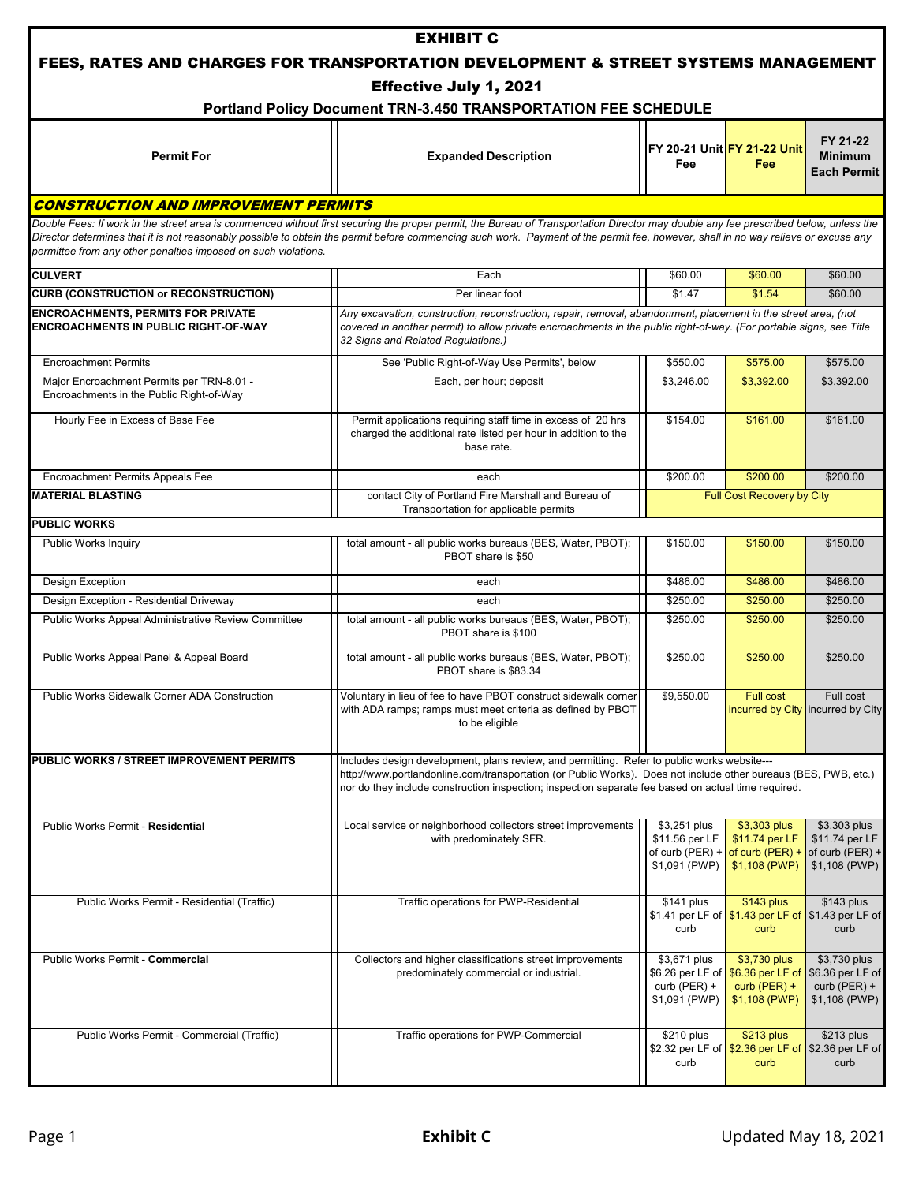# EXHIBIT C

## FEES, RATES AND CHARGES FOR TRANSPORTATION DEVELOPMENT & STREET SYSTEMS MANAGEMENT

### Effective July 1, 2021

### Portland Policy Document TRN-3.450 TRANSPORTATION FEE SCHEDULE

| Permit For | Expanded Description | FY 20-21 Unit Fee | FY 21-22 Unit Fee | FY 21-22 Minimum Each Permit |
|---|---|---|---|---|
| ***CONSTRUCTION AND IMPROVEMENT PERMITS*** | | | | |
| *Double Fees: If work in the street area is commenced without first securing the proper permit, the Bureau of Transportation Director may double any fee prescribed below, unless the Director determines that it is not reasonably possible to obtain the permit before commencing such work. Payment of the permit fee, however, shall in no way relieve or excuse any permittee from any other penalties imposed on such violations.* | | | | |
| **CULVERT** | Each | $60.00 | $60.00 | $60.00 |
| **CURB (CONSTRUCTION or RECONSTRUCTION)** | Per linear foot | $1.47 | $1.54 | $60.00 |
| **ENCROACHMENTS, PERMITS FOR PRIVATE ENCROACHMENTS IN PUBLIC RIGHT-OF-WAY** | *Any excavation, construction, reconstruction, repair, removal, abandonment, placement in the street area, (not covered in another permit) to allow private encroachments in the public right-of-way. (For portable signs, see Title 32 Signs and Related Regulations.)* | | | |
| Encroachment Permits | See 'Public Right-of-Way Use Permits', below | $550.00 | $575.00 | $575.00 |
| Major Encroachment Permits per TRN-8.01 - Encroachments in the Public Right-of-Way | Each, per hour; deposit | $3,246.00 | $3,392.00 | $3,392.00 |
| Hourly Fee in Excess of Base Fee | Permit applications requiring staff time in excess of 20 hrs charged the additional rate listed per hour in addition to the base rate. | $154.00 | $161.00 | $161.00 |
| Encroachment Permits Appeals Fee | each | $200.00 | $200.00 | $200.00 |
| **MATERIAL BLASTING** | contact City of Portland Fire Marshall and Bureau of Transportation for applicable permits | Full Cost Recovery by City | | |
| **PUBLIC WORKS** | | | | |
| Public Works Inquiry | total amount - all public works bureaus (BES, Water, PBOT); PBOT share is $50 | $150.00 | $150.00 | $150.00 |
| Design Exception | each | $486.00 | $486.00 | $486.00 |
| Design Exception - Residential Driveway | each | $250.00 | $250.00 | $250.00 |
| Public Works Appeal Administrative Review Committee | total amount - all public works bureaus (BES, Water, PBOT); PBOT share is $100 | $250.00 | $250.00 | $250.00 |
| Public Works Appeal Panel & Appeal Board | total amount - all public works bureaus (BES, Water, PBOT); PBOT share is $83.34 | $250.00 | $250.00 | $250.00 |
| Public Works Sidewalk Corner ADA Construction | Voluntary in lieu of fee to have PBOT construct sidewalk corner with ADA ramps; ramps must meet criteria as defined by PBOT to be eligible | $9,550.00 | Full cost incurred by City | Full cost incurred by City |
| **PUBLIC WORKS / STREET IMPROVEMENT PERMITS** | Includes design development, plans review, and permitting. Refer to public works website---http://www.portlandonline.com/transportation (or Public Works). Does not include other bureaus (BES, PWB, etc.) nor do they include construction inspection; inspection separate fee based on actual time required. | | | |
| Public Works Permit - **Residential** | Local service or neighborhood collectors street improvements with predominately SFR. | $3,251 plus $11.56 per LF of curb (PER) + $1,091 (PWP) | $3,303 plus $11.74 per LF of curb (PER) + $1,108 (PWP) | $3,303 plus $11.74 per LF of curb (PER) + $1,108 (PWP) |
| Public Works Permit - Residential (Traffic) | Traffic operations for PWP-Residential | $141 plus $1.41 per LF of curb | $143 plus $1.43 per LF of curb | $143 plus $1.43 per LF of curb |
| Public Works Permit - **Commercial** | Collectors and higher classifications street improvements predominately commercial or industrial. | $3,671 plus $6.26 per LF of curb (PER) + $1,091 (PWP) | $3,730 plus $6.36 per LF of curb (PER) + $1,108 (PWP) | $3,730 plus $6.36 per LF of curb (PER) + $1,108 (PWP) |
| Public Works Permit - Commercial (Traffic) | Traffic operations for PWP-Commercial | $210 plus $2.32 per LF of curb | $213 plus $2.36 per LF of curb | $213 plus $2.36 per LF of curb |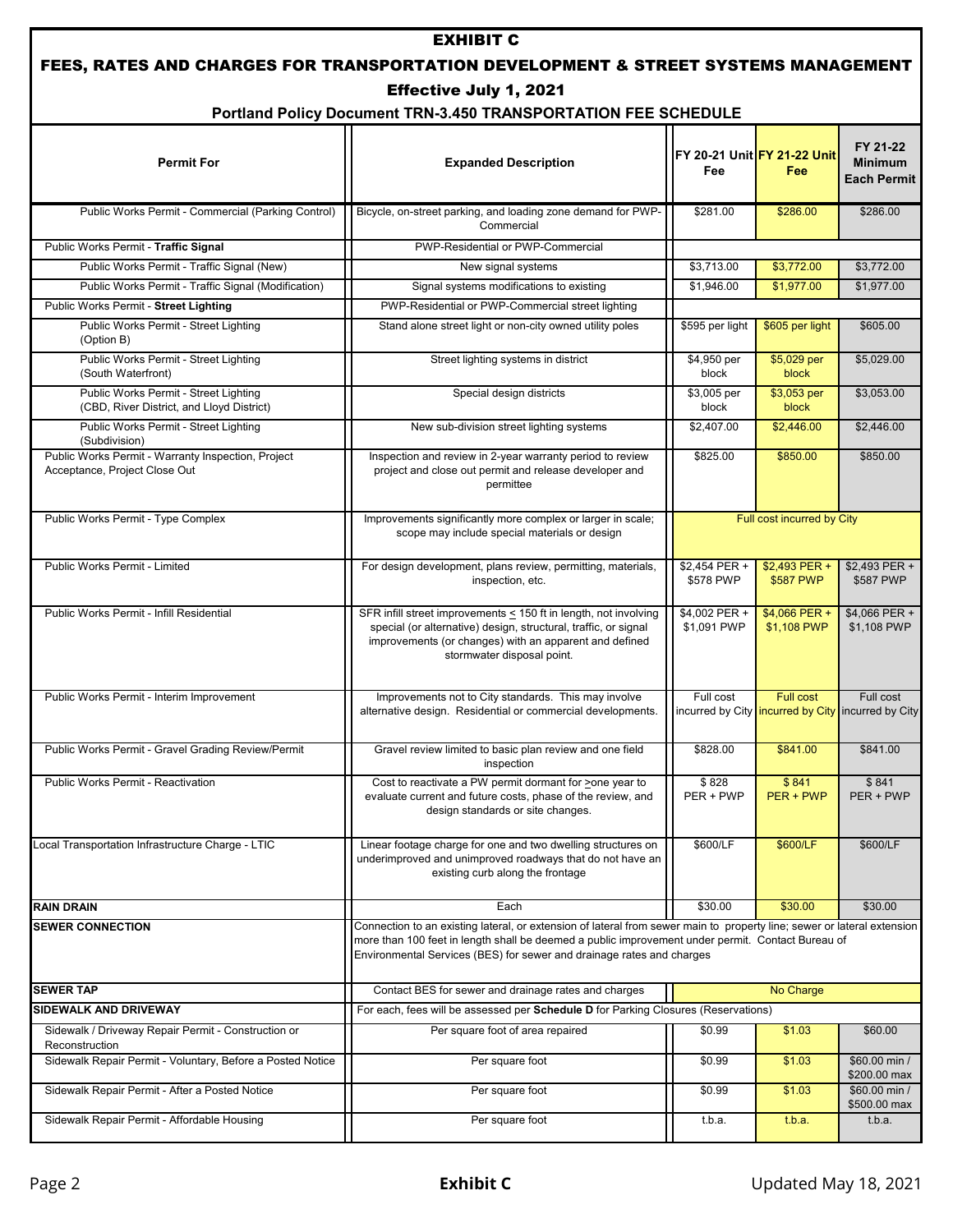# EXHIBIT C

## FEES, RATES AND CHARGES FOR TRANSPORTATION DEVELOPMENT & STREET SYSTEMS MANAGEMENT

### Effective July 1, 2021

### Portland Policy Document TRN-3.450 TRANSPORTATION FEE SCHEDULE

| Permit For | Expanded Description | FY 20-21 Unit Fee | FY 21-22 Unit Fee | FY 21-22 Minimum Each Permit |
|---|---|---|---|---|
| Public Works Permit - Commercial (Parking Control) | Bicycle, on-street parking, and loading zone demand for PWP-Commercial | $281.00 | $286.00 | $286.00 |
| Public Works Permit - **Traffic Signal** | PWP-Residential or PWP-Commercial | | | |
| Public Works Permit - Traffic Signal (New) | New signal systems | $3,713.00 | $3,772.00 | $3,772.00 |
| Public Works Permit - Traffic Signal (Modification) | Signal systems modifications to existing | $1,946.00 | $1,977.00 | $1,977.00 |
| Public Works Permit - **Street Lighting** | PWP-Residential or PWP-Commercial street lighting | | | |
| Public Works Permit - Street Lighting (Option B) | Stand alone street light or non-city owned utility poles | $595 per light | $605 per light | $605.00 |
| Public Works Permit - Street Lighting (South Waterfront) | Street lighting systems in district | $4,950 per block | $5,029 per block | $5,029.00 |
| Public Works Permit - Street Lighting (CBD, River District, and Lloyd District) | Special design districts | $3,005 per block | $3,053 per block | $3,053.00 |
| Public Works Permit - Street Lighting (Subdivision) | New sub-division street lighting systems | $2,407.00 | $2,446.00 | $2,446.00 |
| Public Works Permit - Warranty Inspection, Project Acceptance, Project Close Out | Inspection and review in 2-year warranty period to review project and close out permit and release developer and permittee | $825.00 | $850.00 | $850.00 |
| Public Works Permit - Type Complex | Improvements significantly more complex or larger in scale; scope may include special materials or design | Full cost incurred by City | | |
| Public Works Permit - Limited | For design development, plans review, permitting, materials, inspection, etc. | $2,454 PER + $578 PWP | $2,493 PER + $587 PWP | $2,493 PER + $587 PWP |
| Public Works Permit - Infill Residential | SFR infill street improvements ≤ 150 ft in length, not involving special (or alternative) design, structural, traffic, or signal improvements (or changes) with an apparent and defined stormwater disposal point. | $4,002 PER + $1,091 PWP | $4,066 PER + $1,108 PWP | $4,066 PER + $1,108 PWP |
| Public Works Permit - Interim Improvement | Improvements not to City standards. This may involve alternative design. Residential or commercial developments. | Full cost incurred by City | Full cost incurred by City | Full cost incurred by City |
| Public Works Permit - Gravel Grading Review/Permit | Gravel review limited to basic plan review and one field inspection | $828.00 | $841.00 | $841.00 |
| Public Works Permit - Reactivation | Cost to reactivate a PW permit dormant for ≥one year to evaluate current and future costs, phase of the review, and design standards or site changes. | $ 828 PER + PWP | $ 841 PER + PWP | $ 841 PER + PWP |
| Local Transportation Infrastructure Charge - LTIC | Linear footage charge for one and two dwelling structures on underimproved and unimproved roadways that do not have an existing curb along the frontage | $600/LF | $600/LF | $600/LF |
| **RAIN DRAIN** | Each | $30.00 | $30.00 | $30.00 |
| **SEWER CONNECTION** | Connection to an existing lateral, or extension of lateral from sewer main to property line; sewer or lateral extension more than 100 feet in length shall be deemed a public improvement under permit. Contact Bureau of Environmental Services (BES) for sewer and drainage rates and charges | | | |
| **SEWER TAP** | Contact BES for sewer and drainage rates and charges | No Charge | | |
| **SIDEWALK AND DRIVEWAY** | For each, fees will be assessed per **Schedule D** for Parking Closures (Reservations) | | | |
| Sidewalk / Driveway Repair Permit - Construction or Reconstruction | Per square foot of area repaired | $0.99 | $1.03 | $60.00 |
| Sidewalk Repair Permit - Voluntary, Before a Posted Notice | Per square foot | $0.99 | $1.03 | $60.00 min / $200.00 max |
| Sidewalk Repair Permit - After a Posted Notice | Per square foot | $0.99 | $1.03 | $60.00 min / $500.00 max |
| Sidewalk Repair Permit - Affordable Housing | Per square foot | t.b.a. | t.b.a. | t.b.a. |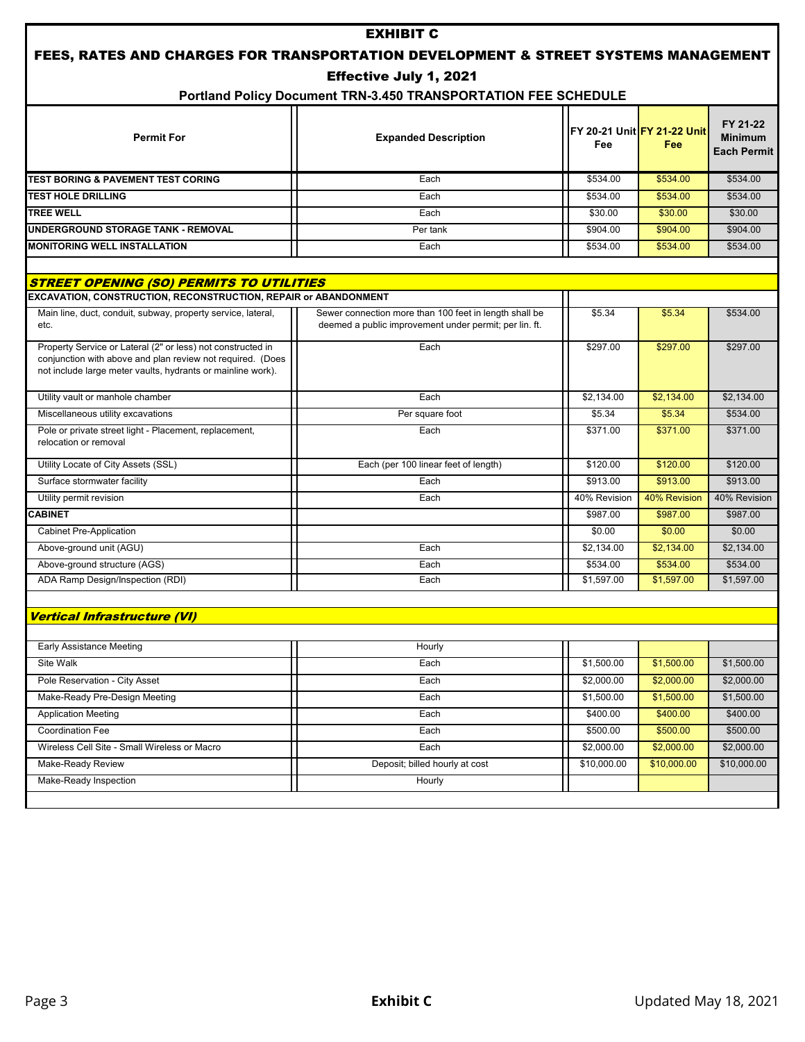# EXHIBIT C

## FEES, RATES AND CHARGES FOR TRANSPORTATION DEVELOPMENT & STREET SYSTEMS MANAGEMENT

### Effective July 1, 2021

**Portland Policy Document TRN-3.450 TRANSPORTATION FEE SCHEDULE**

| Permit For | Expanded Description | FY 20-21 Unit Fee | FY 21-22 Unit Fee | FY 21-22 Minimum Each Permit |
|---|---|---|---|---|
| **TEST BORING & PAVEMENT TEST CORING** | Each | $534.00 | $534.00 | $534.00 |
| **TEST HOLE DRILLING** | Each | $534.00 | $534.00 | $534.00 |
| **TREE WELL** | Each | $30.00 | $30.00 | $30.00 |
| **UNDERGROUND STORAGE TANK - REMOVAL** | Per tank | $904.00 | $904.00 | $904.00 |
| **MONITORING WELL INSTALLATION** | Each | $534.00 | $534.00 | $534.00 |
| | | | | |
| ***STREET OPENING (SO) PERMITS TO UTILITIES*** | | | | |
| **EXCAVATION, CONSTRUCTION, RECONSTRUCTION, REPAIR or ABANDONMENT** | | | | |
| Main line, duct, conduit, subway, property service, lateral, etc. | Sewer connection more than 100 feet in length shall be deemed a public improvement under permit; per lin. ft. | $5.34 | $5.34 | $534.00 |
| Property Service or Lateral (2" or less) not constructed in conjunction with above and plan review not required. (Does not include large meter vaults, hydrants or mainline work). | Each | $297.00 | $297.00 | $297.00 |
| Utility vault or manhole chamber | Each | $2,134.00 | $2,134.00 | $2,134.00 |
| Miscellaneous utility excavations | Per square foot | $5.34 | $5.34 | $534.00 |
| Pole or private street light - Placement, replacement, relocation or removal | Each | $371.00 | $371.00 | $371.00 |
| Utility Locate of City Assets (SSL) | Each (per 100 linear feet of length) | $120.00 | $120.00 | $120.00 |
| Surface stormwater facility | Each | $913.00 | $913.00 | $913.00 |
| Utility permit revision | Each | 40% Revision | 40% Revision | 40% Revision |
| **CABINET** | | $987.00 | $987.00 | $987.00 |
| Cabinet Pre-Application | | $0.00 | $0.00 | $0.00 |
| Above-ground unit (AGU) | Each | $2,134.00 | $2,134.00 | $2,134.00 |
| Above-ground structure (AGS) | Each | $534.00 | $534.00 | $534.00 |
| ADA Ramp Design/Inspection (RDI) | Each | $1,597.00 | $1,597.00 | $1,597.00 |
| | | | | |
| ***Vertical Infrastructure (VI)*** | | | | |
| Early Assistance Meeting | Hourly | | | |
| Site Walk | Each | $1,500.00 | $1,500.00 | $1,500.00 |
| Pole Reservation - City Asset | Each | $2,000.00 | $2,000.00 | $2,000.00 |
| Make-Ready Pre-Design Meeting | Each | $1,500.00 | $1,500.00 | $1,500.00 |
| Application Meeting | Each | $400.00 | $400.00 | $400.00 |
| Coordination Fee | Each | $500.00 | $500.00 | $500.00 |
| Wireless Cell Site - Small Wireless or Macro | Each | $2,000.00 | $2,000.00 | $2,000.00 |
| Make-Ready Review | Deposit; billed hourly at cost | $10,000.00 | $10,000.00 | $10,000.00 |
| Make-Ready Inspection | Hourly | | | |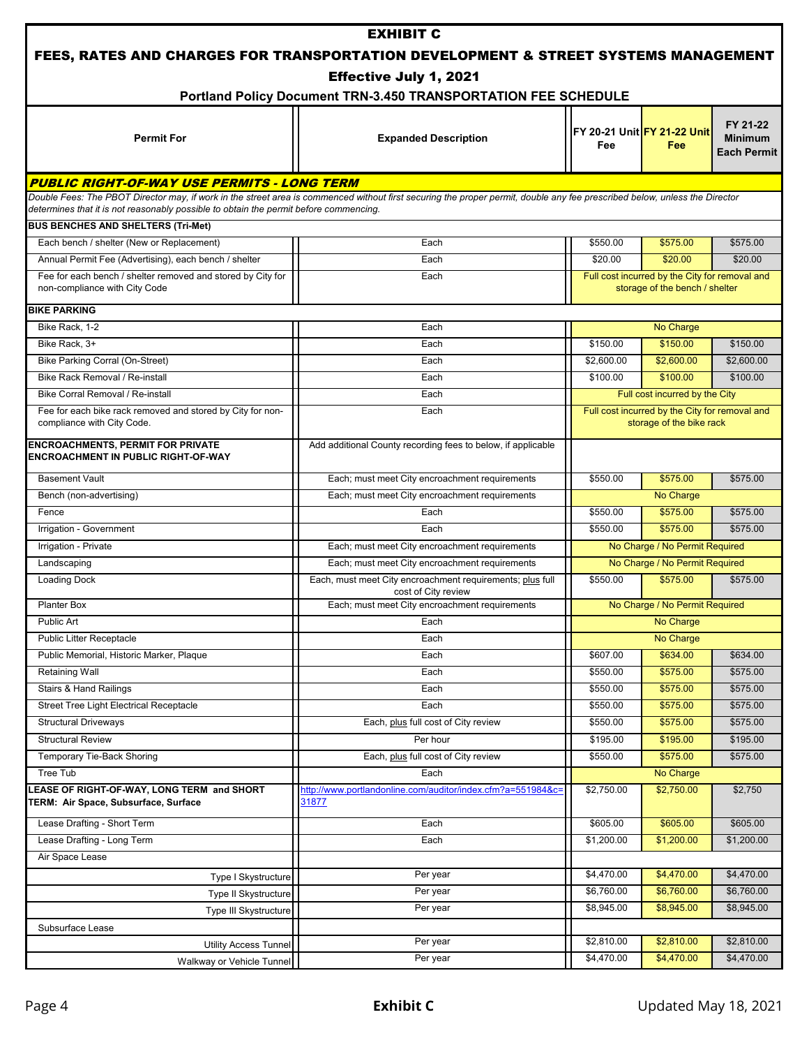# EXHIBIT C

## FEES, RATES AND CHARGES FOR TRANSPORTATION DEVELOPMENT & STREET SYSTEMS MANAGEMENT

### Effective July 1, 2021

### Portland Policy Document TRN-3.450 TRANSPORTATION FEE SCHEDULE

| Permit For | Expanded Description | FY 20-21 Unit Fee | FY 21-22 Unit Fee | FY 21-22 Minimum Each Permit |
|---|---|---|---|---|
| ***PUBLIC RIGHT-OF-WAY USE PERMITS - LONG TERM*** | | | | |
| *Double Fees: The PBOT Director may, if work in the street area is commenced without first securing the proper permit, double any fee prescribed below, unless the Director determines that it is not reasonably possible to obtain the permit before commencing.* | | | | |
| **BUS BENCHES AND SHELTERS (Tri-Met)** | | | | |
| Each bench / shelter (New or Replacement) | Each | $550.00 | $575.00 | $575.00 |
| Annual Permit Fee (Advertising), each bench / shelter | Each | $20.00 | $20.00 | $20.00 |
| Fee for each bench / shelter removed and stored by City for non-compliance with City Code | Each | Full cost incurred by the City for removal and storage of the bench / shelter | | |
| **BIKE PARKING** | | | | |
| Bike Rack, 1-2 | Each | No Charge | | |
| Bike Rack, 3+ | Each | $150.00 | $150.00 | $150.00 |
| Bike Parking Corral (On-Street) | Each | $2,600.00 | $2,600.00 | $2,600.00 |
| Bike Rack Removal / Re-install | Each | $100.00 | $100.00 | $100.00 |
| Bike Corral Removal / Re-install | Each | Full cost incurred by the City | | |
| Fee for each bike rack removed and stored by City for non-compliance with City Code. | Each | Full cost incurred by the City for removal and storage of the bike rack | | |
| **ENCROACHMENTS, PERMIT FOR PRIVATE ENCROACHMENT IN PUBLIC RIGHT-OF-WAY** | Add additional County recording fees to below, if applicable | | | |
| Basement Vault | Each; must meet City encroachment requirements | $550.00 | $575.00 | $575.00 |
| Bench (non-advertising) | Each; must meet City encroachment requirements | No Charge | | |
| Fence | Each | $550.00 | $575.00 | $575.00 |
| Irrigation - Government | Each | $550.00 | $575.00 | $575.00 |
| Irrigation - Private | Each; must meet City encroachment requirements | No Charge / No Permit Required | | |
| Landscaping | Each; must meet City encroachment requirements | No Charge / No Permit Required | | |
| Loading Dock | Each, must meet City encroachment requirements; plus full cost of City review | $550.00 | $575.00 | $575.00 |
| Planter Box | Each; must meet City encroachment requirements | No Charge / No Permit Required | | |
| Public Art | Each | No Charge | | |
| Public Litter Receptacle | Each | No Charge | | |
| Public Memorial, Historic Marker, Plaque | Each | $607.00 | $634.00 | $634.00 |
| Retaining Wall | Each | $550.00 | $575.00 | $575.00 |
| Stairs & Hand Railings | Each | $550.00 | $575.00 | $575.00 |
| Street Tree Light Electrical Receptacle | Each | $550.00 | $575.00 | $575.00 |
| Structural Driveways | Each, plus full cost of City review | $550.00 | $575.00 | $575.00 |
| Structural Review | Per hour | $195.00 | $195.00 | $195.00 |
| Temporary Tie-Back Shoring | Each, plus full cost of City review | $550.00 | $575.00 | $575.00 |
| Tree Tub | Each | No Charge | | |
| **LEASE OF RIGHT-OF-WAY, LONG TERM and SHORT TERM: Air Space, Subsurface, Surface** | http://www.portlandonline.com/auditor/index.cfm?a=551984&c=31877 | $2,750.00 | $2,750.00 | $2,750 |
| Lease Drafting - Short Term | Each | $605.00 | $605.00 | $605.00 |
| Lease Drafting - Long Term | Each | $1,200.00 | $1,200.00 | $1,200.00 |
| Air Space Lease | | | | |
| Type I Skystructure | Per year | $4,470.00 | $4,470.00 | $4,470.00 |
| Type II Skystructure | Per year | $6,760.00 | $6,760.00 | $6,760.00 |
| Type III Skystructure | Per year | $8,945.00 | $8,945.00 | $8,945.00 |
| Subsurface Lease | | | | |
| Utility Access Tunnel | Per year | $2,810.00 | $2,810.00 | $2,810.00 |
| Walkway or Vehicle Tunnel | Per year | $4,470.00 | $4,470.00 | $4,470.00 |

Exhibit C

Updated May 18, 2021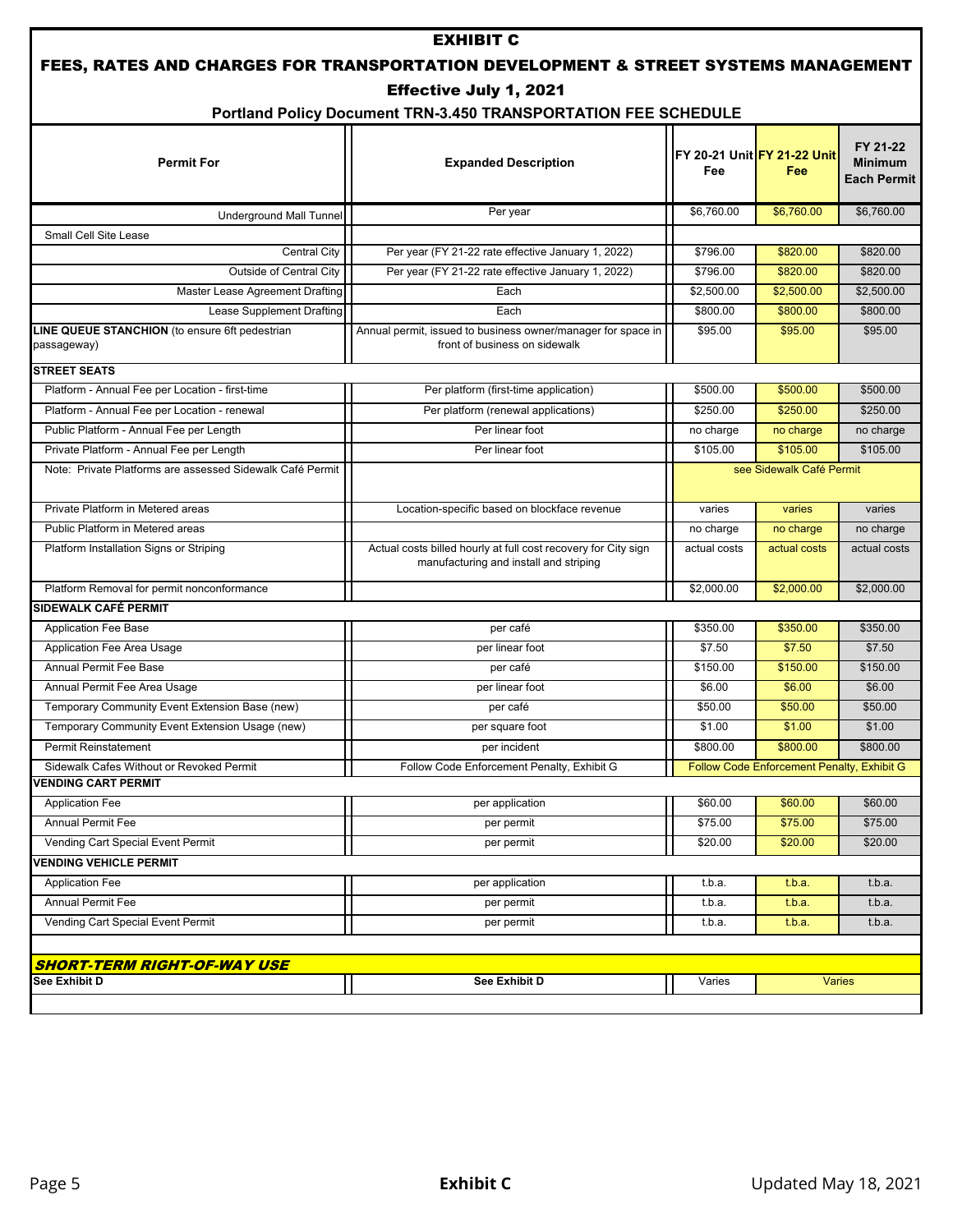# EXHIBIT C

## FEES, RATES AND CHARGES FOR TRANSPORTATION DEVELOPMENT & STREET SYSTEMS MANAGEMENT

### Effective July 1, 2021

### Portland Policy Document TRN-3.450 TRANSPORTATION FEE SCHEDULE

| Permit For | Expanded Description | FY 20-21 Unit Fee | FY 21-22 Unit Fee | FY 21-22 Minimum Each Permit |
|---|---|---|---|---|
| Underground Mall Tunnel | Per year | $6,760.00 | $6,760.00 | $6,760.00 |
| Small Cell Site Lease | | | | |
| Central City | Per year (FY 21-22 rate effective January 1, 2022) | $796.00 | $820.00 | $820.00 |
| Outside of Central City | Per year (FY 21-22 rate effective January 1, 2022) | $796.00 | $820.00 | $820.00 |
| Master Lease Agreement Drafting | Each | $2,500.00 | $2,500.00 | $2,500.00 |
| Lease Supplement Drafting | Each | $800.00 | $800.00 | $800.00 |
| **LINE QUEUE STANCHION** (to ensure 6ft pedestrian passageway) | Annual permit, issued to business owner/manager for space in front of business on sidewalk | $95.00 | $95.00 | $95.00 |
| **STREET SEATS** | | | | |
| Platform - Annual Fee per Location - first-time | Per platform (first-time application) | $500.00 | $500.00 | $500.00 |
| Platform - Annual Fee per Location - renewal | Per platform (renewal applications) | $250.00 | $250.00 | $250.00 |
| Public Platform - Annual Fee per Length | Per linear foot | no charge | no charge | no charge |
| Private Platform - Annual Fee per Length | Per linear foot | $105.00 | $105.00 | $105.00 |
| Note: Private Platforms are assessed Sidewalk Café Permit | | see Sidewalk Café Permit | | |
| Private Platform in Metered areas | Location-specific based on blockface revenue | varies | varies | varies |
| Public Platform in Metered areas | | no charge | no charge | no charge |
| Platform Installation Signs or Striping | Actual costs billed hourly at full cost recovery for City sign manufacturing and install and striping | actual costs | actual costs | actual costs |
| Platform Removal for permit nonconformance | | $2,000.00 | $2,000.00 | $2,000.00 |
| **SIDEWALK CAFÉ PERMIT** | | | | |
| Application Fee Base | per café | $350.00 | $350.00 | $350.00 |
| Application Fee Area Usage | per linear foot | $7.50 | $7.50 | $7.50 |
| Annual Permit Fee Base | per café | $150.00 | $150.00 | $150.00 |
| Annual Permit Fee Area Usage | per linear foot | $6.00 | $6.00 | $6.00 |
| Temporary Community Event Extension Base (new) | per café | $50.00 | $50.00 | $50.00 |
| Temporary Community Event Extension Usage (new) | per square foot | $1.00 | $1.00 | $1.00 |
| Permit Reinstatement | per incident | $800.00 | $800.00 | $800.00 |
| Sidewalk Cafes Without or Revoked Permit | Follow Code Enforcement Penalty, Exhibit G | Follow Code Enforcement Penalty, Exhibit G | | |
| **VENDING CART PERMIT** | | | | |
| Application Fee | per application | $60.00 | $60.00 | $60.00 |
| Annual Permit Fee | per permit | $75.00 | $75.00 | $75.00 |
| Vending Cart Special Event Permit | per permit | $20.00 | $20.00 | $20.00 |
| **VENDING VEHICLE PERMIT** | | | | |
| Application Fee | per application | t.b.a. | t.b.a. | t.b.a. |
| Annual Permit Fee | per permit | t.b.a. | t.b.a. | t.b.a. |
| Vending Cart Special Event Permit | per permit | t.b.a. | t.b.a. | t.b.a. |
| ***SHORT-TERM RIGHT-OF-WAY USE*** | | | | |
| **See Exhibit D** | **See Exhibit D** | Varies | Varies | |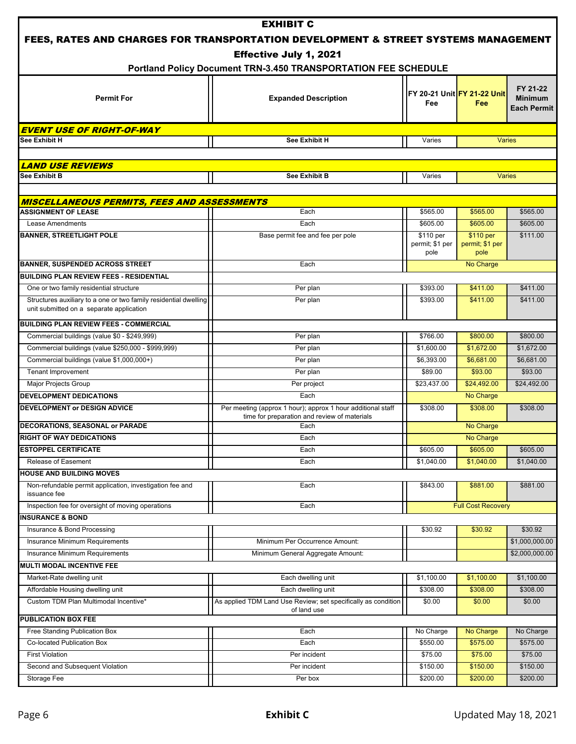# EXHIBIT C

## FEES, RATES AND CHARGES FOR TRANSPORTATION DEVELOPMENT & STREET SYSTEMS MANAGEMENT

### Effective July 1, 2021

### Portland Policy Document TRN-3.450 TRANSPORTATION FEE SCHEDULE

| Permit For | Expanded Description | FY 20-21 Unit Fee | FY 21-22 Unit Fee | FY 21-22 Minimum Each Permit |
|---|---|---|---|---|
| ***EVENT USE OF RIGHT-OF-WAY*** | | | | |
| **See Exhibit H** | **See Exhibit H** | Varies | Varies | |
| ***LAND USE REVIEWS*** | | | | |
| **See Exhibit B** | **See Exhibit B** | Varies | Varies | |
| ***MISCELLANEOUS PERMITS, FEES AND ASSESSMENTS*** | | | | |
| **ASSIGNMENT OF LEASE** | Each | $565.00 | $565.00 | $565.00 |
| Lease Amendments | Each | $605.00 | $605.00 | $605.00 |
| **BANNER, STREETLIGHT POLE** | Base permit fee and fee per pole | $110 per permit; $1 per pole | $110 per permit; $1 per pole | $111.00 |
| **BANNER, SUSPENDED ACROSS STREET** | Each | | No Charge | |
| **BUILDING PLAN REVIEW FEES - RESIDENTIAL** | | | | |
| One or two family residential structure | Per plan | $393.00 | $411.00 | $411.00 |
| Structures auxiliary to a one or two family residential dwelling unit submitted on a separate application | Per plan | $393.00 | $411.00 | $411.00 |
| **BUILDING PLAN REVIEW FEES - COMMERCIAL** | | | | |
| Commercial buildings (value $0 - $249,999) | Per plan | $766.00 | $800.00 | $800.00 |
| Commercial buildings (value $250,000 - $999,999) | Per plan | $1,600.00 | $1,672.00 | $1,672.00 |
| Commercial buildings (value $1,000,000+) | Per plan | $6,393.00 | $6,681.00 | $6,681.00 |
| Tenant Improvement | Per plan | $89.00 | $93.00 | $93.00 |
| Major Projects Group | Per project | $23,437.00 | $24,492.00 | $24,492.00 |
| **DEVELOPMENT DEDICATIONS** | Each | | No Charge | |
| **DEVELOPMENT or DESIGN ADVICE** | Per meeting (approx 1 hour); approx 1 hour additional staff time for preparation and review of materials | $308.00 | $308.00 | $308.00 |
| **DECORATIONS, SEASONAL or PARADE** | Each | | No Charge | |
| **RIGHT OF WAY DEDICATIONS** | Each | | No Charge | |
| **ESTOPPEL CERTIFICATE** | Each | $605.00 | $605.00 | $605.00 |
| Release of Easement | Each | $1,040.00 | $1,040.00 | $1,040.00 |
| **HOUSE AND BUILDING MOVES** | | | | |
| Non-refundable permit application, investigation fee and issuance fee | Each | $843.00 | $881.00 | $881.00 |
| Inspection fee for oversight of moving operations | Each | | Full Cost Recovery | |
| **INSURANCE & BOND** | | | | |
| Insurance & Bond Processing | | $30.92 | $30.92 | $30.92 |
| Insurance Minimum Requirements | Minimum Per Occurrence Amount: | | | $1,000,000.00 |
| Insurance Minimum Requirements | Minimum General Aggregate Amount: | | | $2,000,000.00 |
| **MULTI MODAL INCENTIVE FEE** | | | | |
| Market-Rate dwelling unit | Each dwelling unit | $1,100.00 | $1,100.00 | $1,100.00 |
| Affordable Housing dwelling unit | Each dwelling unit | $308.00 | $308.00 | $308.00 |
| Custom TDM Plan Multimodal Incentive* | As applied TDM Land Use Review; set specifically as condition of land use | $0.00 | $0.00 | $0.00 |
| **PUBLICATION BOX FEE** | | | | |
| Free Standing Publication Box | Each | No Charge | No Charge | No Charge |
| Co-located Publication Box | Each | $550.00 | $575.00 | $575.00 |
| First Violation | Per incident | $75.00 | $75.00 | $75.00 |
| Second and Subsequent Violation | Per incident | $150.00 | $150.00 | $150.00 |
| Storage Fee | Per box | $200.00 | $200.00 | $200.00 |

Exhibit C

Updated May 18, 2021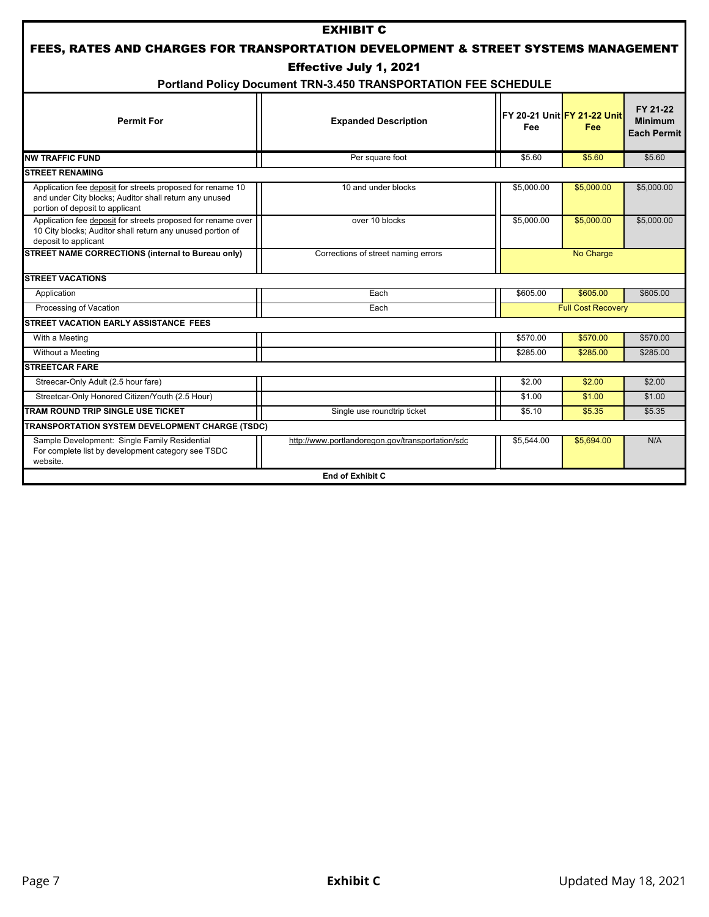# EXHIBIT C

## FEES, RATES AND CHARGES FOR TRANSPORTATION DEVELOPMENT & STREET SYSTEMS MANAGEMENT

### Effective July 1, 2021

### Portland Policy Document TRN-3.450 TRANSPORTATION FEE SCHEDULE

| Permit For | Expanded Description | FY 20-21 Unit Fee | FY 21-22 Unit Fee | FY 21-22 Minimum Each Permit |
|---|---|---|---|---|
| **NW TRAFFIC FUND** | Per square foot | $5.60 | $5.60 | $5.60 |
| **STREET RENAMING** | | | | |
| Application fee deposit for streets proposed for rename 10 and under City blocks; Auditor shall return any unused portion of deposit to applicant | 10 and under blocks | $5,000.00 | $5,000.00 | $5,000.00 |
| Application fee deposit for streets proposed for rename over 10 City blocks; Auditor shall return any unused portion of deposit to applicant | over 10 blocks | $5,000.00 | $5,000.00 | $5,000.00 |
| **STREET NAME CORRECTIONS (internal to Bureau only)** | Corrections of street naming errors | | No Charge | |
| **STREET VACATIONS** | | | | |
| Application | Each | $605.00 | $605.00 | $605.00 |
| Processing of Vacation | Each | | Full Cost Recovery | |
| **STREET VACATION EARLY ASSISTANCE FEES** | | | | |
| With a Meeting | | $570.00 | $570.00 | $570.00 |
| Without a Meeting | | $285.00 | $285.00 | $285.00 |
| **STREETCAR FARE** | | | | |
| Streecar-Only Adult (2.5 hour fare) | | $2.00 | $2.00 | $2.00 |
| Streetcar-Only Honored Citizen/Youth (2.5 Hour) | | $1.00 | $1.00 | $1.00 |
| **TRAM ROUND TRIP SINGLE USE TICKET** | Single use roundtrip ticket | $5.10 | $5.35 | $5.35 |
| **TRANSPORTATION SYSTEM DEVELOPMENT CHARGE (TSDC)** | | | | |
| Sample Development: Single Family Residential For complete list by development category see TSDC website. | http://www.portlandoregon.gov/transportation/sdc | $5,544.00 | $5,694.00 | N/A |

**End of Exhibit C**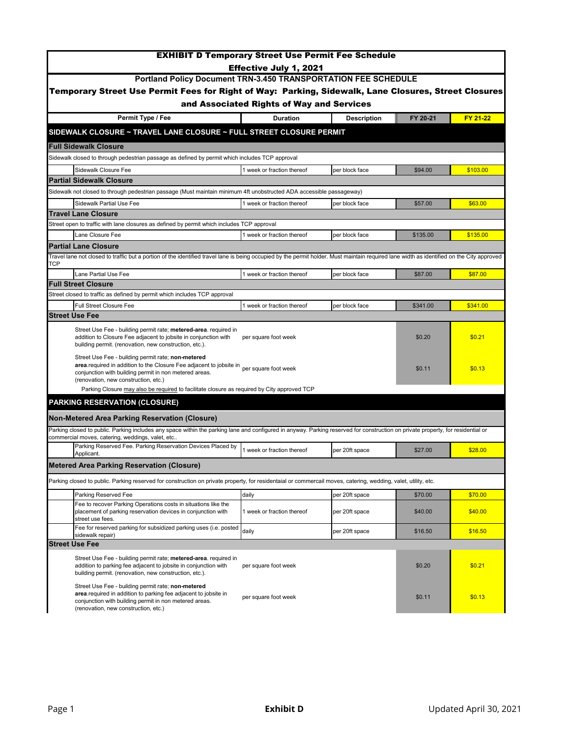# EXHIBIT D Temporary Street Use Permit Fee Schedule

**Effective July 1, 2021**

**Portland Policy Document TRN-3.450 TRANSPORTATION FEE SCHEDULE**

**Temporary Street Use Permit Fees for Right of Way: Parking, Sidewalk, Lane Closures, Street Closures and Associated Rights of Way and Services**

| Permit Type / Fee | Duration | Description | FY 20-21 | FY 21-22 |
|---|---|---|---|---|
| **SIDEWALK CLOSURE ~ TRAVEL LANE CLOSURE ~ FULL STREET CLOSURE PERMIT** | | | | |
| **Full Sidewalk Closure** | | | | |
| Sidewalk closed to through pedestrian passage as defined by permit which includes TCP approval | | | | |
| Sidewalk Closure Fee | 1 week or fraction thereof | per block face | $94.00 | $103.00 |
| **Partial Sidewalk Closure** | | | | |
| Sidewalk not closed to through pedestrian passage (Must maintain minimum 4ft unobstructed ADA accessible passageway) | | | | |
| Sidewalk Partial Use Fee | 1 week or fraction thereof | per block face | $57.00 | $63.00 |
| **Travel Lane Closure** | | | | |
| Street open to traffic with lane closures as defined by permit which includes TCP approval | | | | |
| Lane Closure Fee | 1 week or fraction thereof | per block face | $135.00 | $135.00 |
| **Partial Lane Closure** | | | | |
| Travel lane not closed to traffic but a portion of the identified travel lane is being occupied by the permit holder. Must maintain required lane width as identified on the City approved TCP | | | | |
| Lane Partial Use Fee | 1 week or fraction thereof | per block face | $87.00 | $87.00 |
| **Full Street Closure** | | | | |
| Street closed to traffic as defined by permit which includes TCP approval | | | | |
| Full Street Closure Fee | 1 week or fraction thereof | per block face | $341.00 | $341.00 |
| **Street Use Fee** | | | | |
| Street Use Fee - building permit rate; **metered-area**. required in addition to Closure Fee adjacent to jobsite in conjunction with building permit. (renovation, new construction, etc.). | per square foot week | | $0.20 | $0.21 |
| Street Use Fee - building permit rate; **non-metered area**.required in addition to the Closure Fee adjacent to jobsite in conjunction with building permit in non metered areas. (renovation, new construction, etc.) | per square foot week | | $0.11 | $0.13 |
| Parking Closure may also be required to facilitate closure as required by City approved TCP | | | | |
| **PARKING RESERVATION (CLOSURE)** | | | | |
| **Non-Metered Area Parking Reservation (Closure)** | | | | |
| Parking closed to public. Parking includes any space within the parking lane and configured in anyway. Parking reserved for construction on private property, for residential or commercial moves, catering, weddings, valet, etc.. | | | | |
| Parking Reserved Fee. Parking Reservation Devices Placed by Applicant. | 1 week or fraction thereof | per 20ft space | $27.00 | $28.00 |
| **Metered Area Parking Reservation (Closure)** | | | | |
| Parking closed to public. Parking reserved for construction on private property, for residentaial or commercail moves, catering, wedding, valet, utility, etc. | | | | |
| Parking Reserved Fee | daily | per 20ft space | $70.00 | $70.00 |
| Fee to recover Parking Operations costs in situations like the placement of parking reservation devices in conjunction with street use fees. | 1 week or fraction thereof | per 20ft space | $40.00 | $40.00 |
| Fee for reserved parking for subsidized parking uses (i.e. posted sidewalk repair) | daily | per 20ft space | $16.50 | $16.50 |
| **Street Use Fee** | | | | |
| Street Use Fee - building permit rate; **metered-area**. required in addition to parking fee adjacent to jobsite in conjunction with building permit. (renovation, new construction, etc.). | per square foot week | | $0.20 | $0.21 |
| Street Use Fee - building permit rate; **non-metered area**.required in addition to parking fee adjacent to jobsite in conjunction with building permit in non metered areas. (renovation, new construction, etc.) | per square foot week | | $0.11 | $0.13 |

Exhibit D

Updated April 30, 2021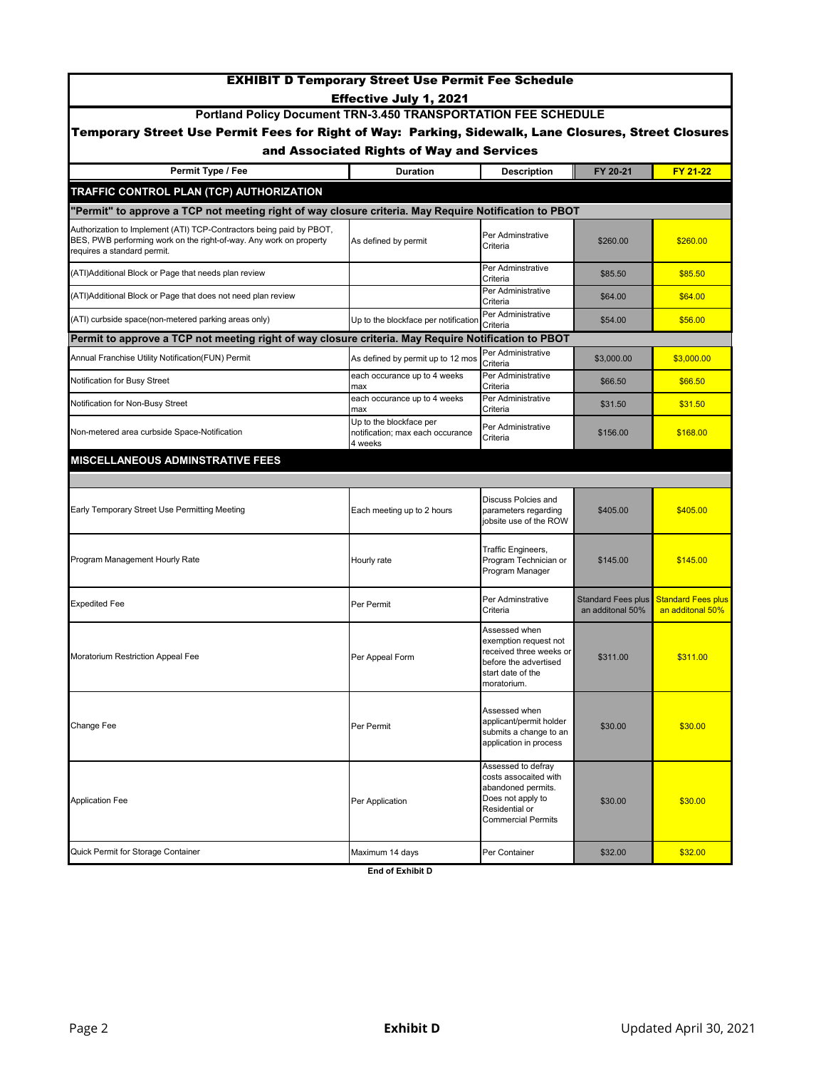# EXHIBIT D Temporary Street Use Permit Fee Schedule

**Effective July 1, 2021**

**Portland Policy Document TRN-3.450 TRANSPORTATION FEE SCHEDULE**

**Temporary Street Use Permit Fees for Right of Way: Parking, Sidewalk, Lane Closures, Street Closures and Associated Rights of Way and Services**

| Permit Type / Fee | Duration | Description | FY 20-21 | FY 21-22 |
|---|---|---|---|---|
| **TRAFFIC CONTROL PLAN (TCP) AUTHORIZATION** | | | | |
| **"Permit" to approve a TCP not meeting right of way closure criteria. May Require Notification to PBOT** | | | | |
| Authorization to Implement (ATI) TCP-Contractors being paid by PBOT, BES, PWB performing work on the right-of-way. Any work on property requires a standard permit. | As defined by permit | Per Adminstrative Criteria | $260.00 | $260.00 |
| (ATI)Additional Block or Page that needs plan review | | Per Adminstrative Criteria | $85.50 | $85.50 |
| (ATI)Additional Block or Page that does not need plan review | | Per Administrative Criteria | $64.00 | $64.00 |
| (ATI) curbside space(non-metered parking areas only) | Up to the blockface per notification | Per Administrative Criteria | $54.00 | $56.00 |
| **Permit to approve a TCP not meeting right of way closure criteria. May Require Notification to PBOT** | | | | |
| Annual Franchise Utility Notification(FUN) Permit | As defined by permit up to 12 mos | Per Administrative Criteria | $3,000.00 | $3,000.00 |
| Notification for Busy Street | each occurance up to 4 weeks max | Per Administrative Criteria | $66.50 | $66.50 |
| Notification for Non-Busy Street | each occurance up to 4 weeks max | Per Administrative Criteria | $31.50 | $31.50 |
| Non-metered area curbside Space-Notification | Up to the blockface per notification; max each occurance 4 weeks | Per Administrative Criteria | $156.00 | $168.00 |
| **MISCELLANEOUS ADMINSTRATIVE FEES** | | | | |
| Early Temporary Street Use Permitting Meeting | Each meeting up to 2 hours | Discuss Polcies and parameters regarding jobsite use of the ROW | $405.00 | $405.00 |
| Program Management Hourly Rate | Hourly rate | Traffic Engineers, Program Technician or Program Manager | $145.00 | $145.00 |
| Expedited Fee | Per Permit | Per Adminstrative Criteria | Standard Fees plus an additonal 50% | Standard Fees plus an additonal 50% |
| Moratorium Restriction Appeal Fee | Per Appeal Form | Assessed when exemption request not received three weeks or before the advertised start date of the moratorium. | $311.00 | $311.00 |
| Change Fee | Per Permit | Assessed when applicant/permit holder submits a change to an application in process | $30.00 | $30.00 |
| Application Fee | Per Application | Assessed to defray costs assocaited with abandoned permits. Does not apply to Residential or Commercial Permits | $30.00 | $30.00 |
| Quick Permit for Storage Container | Maximum 14 days | Per Container | $32.00 | $32.00 |

**End of Exhibit D**

Updated April 30, 2021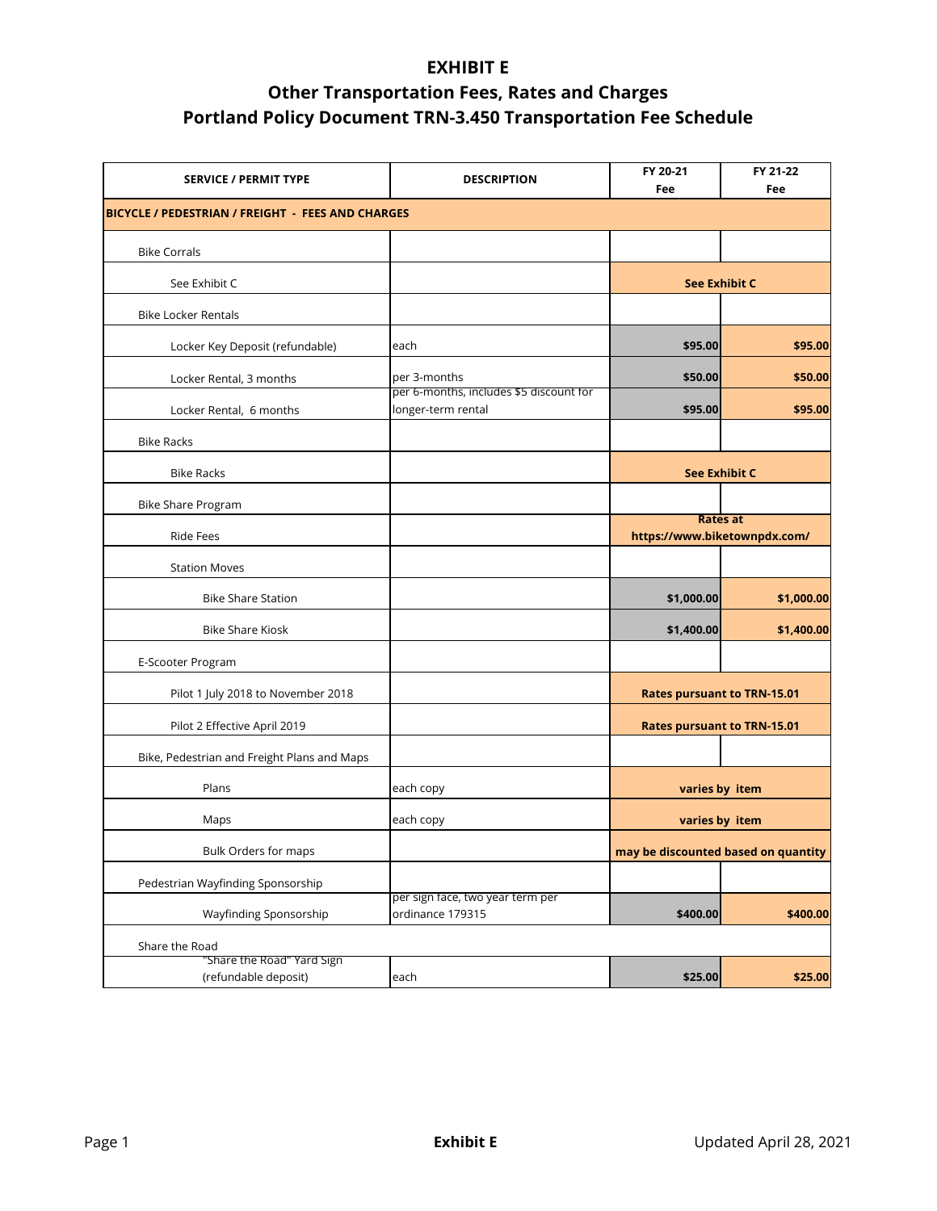# EXHIBIT E

## Other Transportation Fees, Rates and Charges

## Portland Policy Document TRN-3.450 Transportation Fee Schedule

| SERVICE / PERMIT TYPE | DESCRIPTION | FY 20-21 Fee | FY 21-22 Fee |
|---|---|---|---|
| **BICYCLE / PEDESTRIAN / FREIGHT - FEES AND CHARGES** | | | |
| Bike Corrals | | | |
| See Exhibit C | | **See Exhibit C** | |
| Bike Locker Rentals | | | |
| Locker Key Deposit (refundable) | each | **$95.00** | **$95.00** |
| Locker Rental, 3 months | per 3-months | **$50.00** | **$50.00** |
| Locker Rental, 6 months | per 6-months, includes $5 discount for longer-term rental | **$95.00** | **$95.00** |
| Bike Racks | | | |
| Bike Racks | | **See Exhibit C** | |
| Bike Share Program | | | |
| Ride Fees | | **Rates at https://www.biketownpdx.com/** | |
| Station Moves | | | |
| Bike Share Station | | **$1,000.00** | **$1,000.00** |
| Bike Share Kiosk | | **$1,400.00** | **$1,400.00** |
| E-Scooter Program | | | |
| Pilot 1 July 2018 to November 2018 | | **Rates pursuant to TRN-15.01** | |
| Pilot 2 Effective April 2019 | | **Rates pursuant to TRN-15.01** | |
| Bike, Pedestrian and Freight Plans and Maps | | | |
| Plans | each copy | **varies by item** | |
| Maps | each copy | **varies by item** | |
| Bulk Orders for maps | | **may be discounted based on quantity** | |
| Pedestrian Wayfinding Sponsorship | | | |
| Wayfinding Sponsorship | per sign face, two year term per ordinance 179315 | **$400.00** | **$400.00** |
| Share the Road | | | |
| "Share the Road" Yard Sign (refundable deposit) | each | **$25.00** | **$25.00** |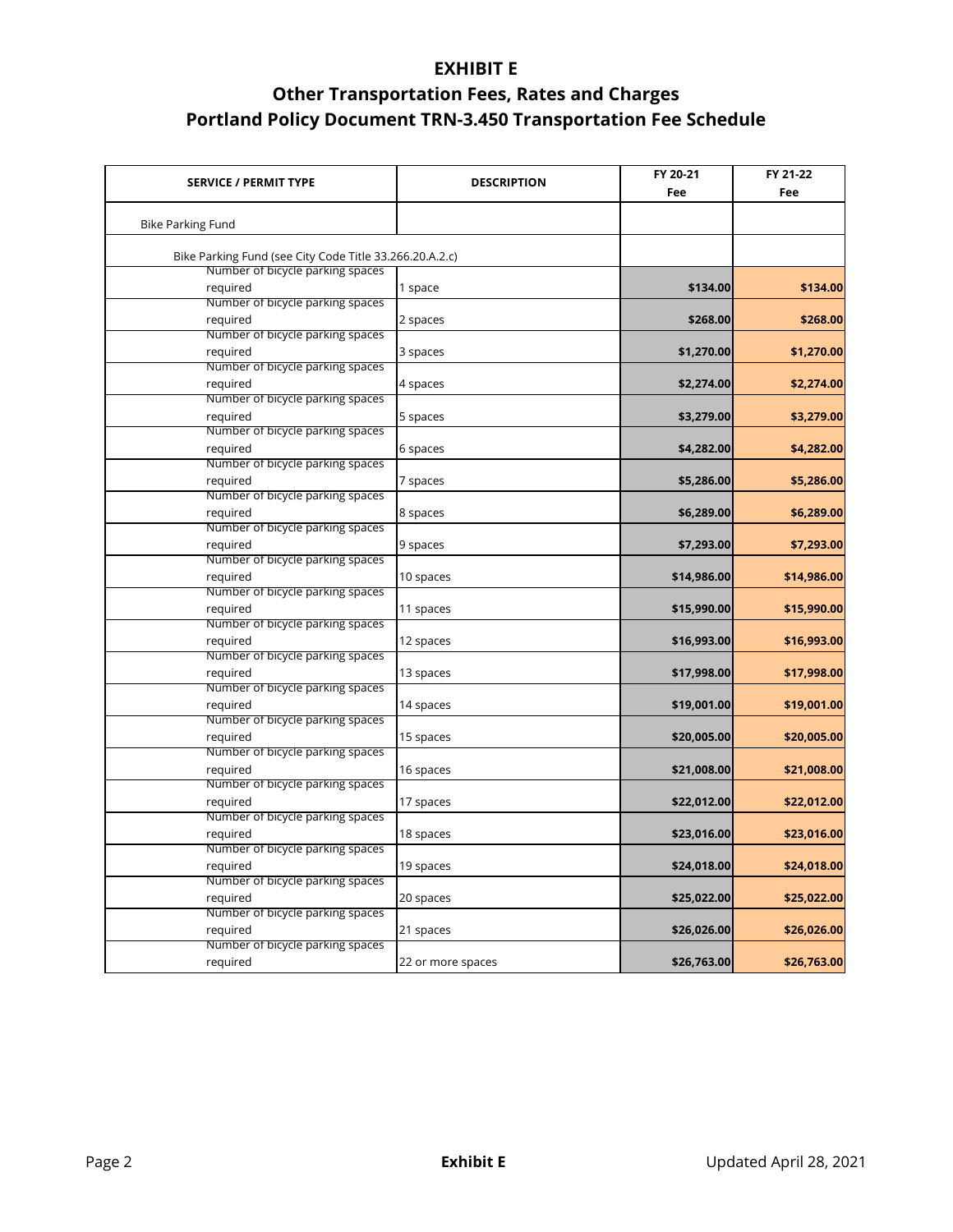# EXHIBIT E

## Other Transportation Fees, Rates and Charges

## Portland Policy Document TRN-3.450 Transportation Fee Schedule

| SERVICE / PERMIT TYPE | DESCRIPTION | FY 20-21 Fee | FY 21-22 Fee |
|---|---|---|---|
| Bike Parking Fund | | | |
| Bike Parking Fund (see City Code Title 33.266.20.A.2.c) | | | |
| Number of bicycle parking spaces required | 1 space | $134.00 | $134.00 |
| Number of bicycle parking spaces required | 2 spaces | $268.00 | $268.00 |
| Number of bicycle parking spaces required | 3 spaces | $1,270.00 | $1,270.00 |
| Number of bicycle parking spaces required | 4 spaces | $2,274.00 | $2,274.00 |
| Number of bicycle parking spaces required | 5 spaces | $3,279.00 | $3,279.00 |
| Number of bicycle parking spaces required | 6 spaces | $4,282.00 | $4,282.00 |
| Number of bicycle parking spaces required | 7 spaces | $5,286.00 | $5,286.00 |
| Number of bicycle parking spaces required | 8 spaces | $6,289.00 | $6,289.00 |
| Number of bicycle parking spaces required | 9 spaces | $7,293.00 | $7,293.00 |
| Number of bicycle parking spaces required | 10 spaces | $14,986.00 | $14,986.00 |
| Number of bicycle parking spaces required | 11 spaces | $15,990.00 | $15,990.00 |
| Number of bicycle parking spaces required | 12 spaces | $16,993.00 | $16,993.00 |
| Number of bicycle parking spaces required | 13 spaces | $17,998.00 | $17,998.00 |
| Number of bicycle parking spaces required | 14 spaces | $19,001.00 | $19,001.00 |
| Number of bicycle parking spaces required | 15 spaces | $20,005.00 | $20,005.00 |
| Number of bicycle parking spaces required | 16 spaces | $21,008.00 | $21,008.00 |
| Number of bicycle parking spaces required | 17 spaces | $22,012.00 | $22,012.00 |
| Number of bicycle parking spaces required | 18 spaces | $23,016.00 | $23,016.00 |
| Number of bicycle parking spaces required | 19 spaces | $24,018.00 | $24,018.00 |
| Number of bicycle parking spaces required | 20 spaces | $25,022.00 | $25,022.00 |
| Number of bicycle parking spaces required | 21 spaces | $26,026.00 | $26,026.00 |
| Number of bicycle parking spaces required | 22 or more spaces | $26,763.00 | $26,763.00 |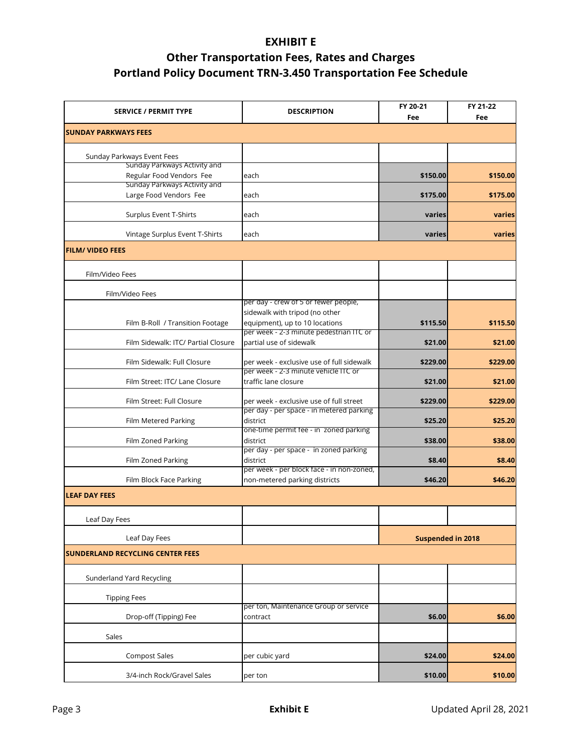# EXHIBIT E

## Other Transportation Fees, Rates and Charges

## Portland Policy Document TRN-3.450 Transportation Fee Schedule

| SERVICE / PERMIT TYPE | DESCRIPTION | FY 20-21 Fee | FY 21-22 Fee |
|---|---|---|---|
| **SUNDAY PARKWAYS FEES** | | | |
| Sunday Parkways Event Fees | | | |
| Sunday Parkways Activity and Regular Food Vendors Fee | each | **$150.00** | **$150.00** |
| Sunday Parkways Activity and Large Food Vendors Fee | each | **$175.00** | **$175.00** |
| Surplus Event T-Shirts | each | **varies** | **varies** |
| Vintage Surplus Event T-Shirts | each | **varies** | **varies** |
| **FILM/ VIDEO FEES** | | | |
| Film/Video Fees | | | |
| Film/Video Fees | | | |
| Film B-Roll / Transition Footage | per day - crew of 5 or fewer people, sidewalk with tripod (no other equipment), up to 10 locations | **$115.50** | **$115.50** |
| Film Sidewalk: ITC/ Partial Closure | per week - 2-3 minute pedestrian ITC or partial use of sidewalk | **$21.00** | **$21.00** |
| Film Sidewalk: Full Closure | per week - exclusive use of full sidewalk | **$229.00** | **$229.00** |
| Film Street: ITC/ Lane Closure | per week - 2-3 minute vehicle ITC or traffic lane closure | **$21.00** | **$21.00** |
| Film Street: Full Closure | per week - exclusive use of full street | **$229.00** | **$229.00** |
| Film Metered Parking | per day - per space - in metered parking district | **$25.20** | **$25.20** |
| Film Zoned Parking | one-time permit fee - in zoned parking district | **$38.00** | **$38.00** |
| Film Zoned Parking | per day - per space - in zoned parking district | **$8.40** | **$8.40** |
| Film Block Face Parking | per week - per block face - in non-zoned, non-metered parking districts | **$46.20** | **$46.20** |
| **LEAF DAY FEES** | | | |
| Leaf Day Fees | | | |
| Leaf Day Fees | | **Suspended in 2018** | |
| **SUNDERLAND RECYCLING CENTER FEES** | | | |
| Sunderland Yard Recycling | | | |
| Tipping Fees | | | |
| Drop-off (Tipping) Fee | per ton, Maintenance Group or service contract | **$6.00** | **$6.00** |
| Sales | | | |
| Compost Sales | per cubic yard | **$24.00** | **$24.00** |
| 3/4-inch Rock/Gravel Sales | per ton | **$10.00** | **$10.00** |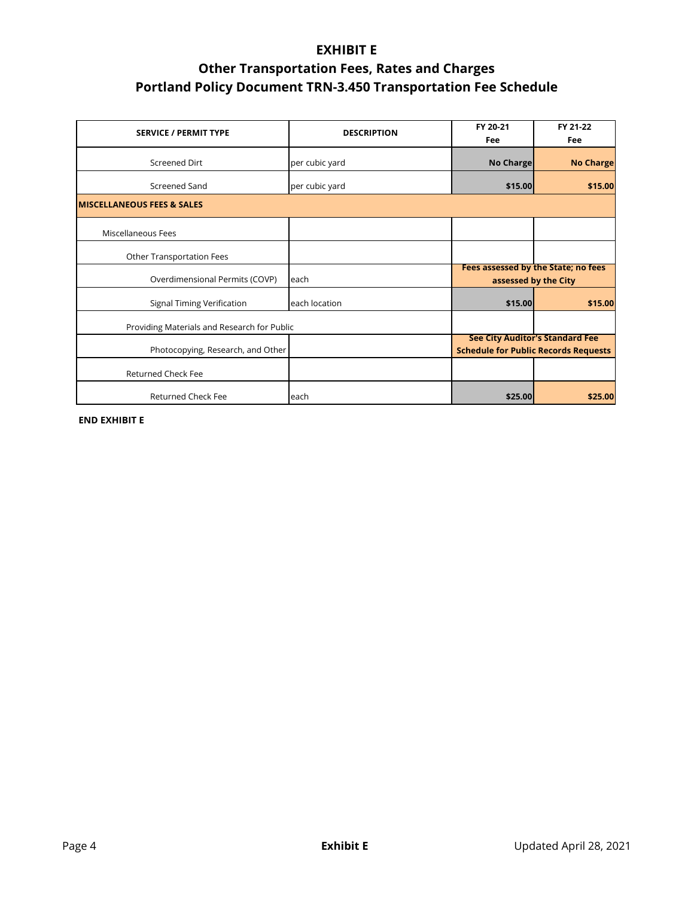# EXHIBIT E

## Other Transportation Fees, Rates and Charges

## Portland Policy Document TRN-3.450 Transportation Fee Schedule

| SERVICE / PERMIT TYPE | DESCRIPTION | FY 20-21 Fee | FY 21-22 Fee |
|---|---|---|---|
| Screened Dirt | per cubic yard | **No Charge** | **No Charge** |
| Screened Sand | per cubic yard | **$15.00** | **$15.00** |
| **MISCELLANEOUS FEES & SALES** | | | |
| Miscellaneous Fees | | | |
| Other Transportation Fees | | | |
| Overdimensional Permits (COVP) | each | **Fees assessed by the State; no fees assessed by the City** | |
| Signal Timing Verification | each location | **$15.00** | **$15.00** |
| Providing Materials and Research for Public | | | |
| Photocopying, Research, and Other | | **See City Auditor's Standard Fee Schedule for Public Records Requests** | |
| Returned Check Fee | | | |
| Returned Check Fee | each | **$25.00** | **$25.00** |

**END EXHIBIT E**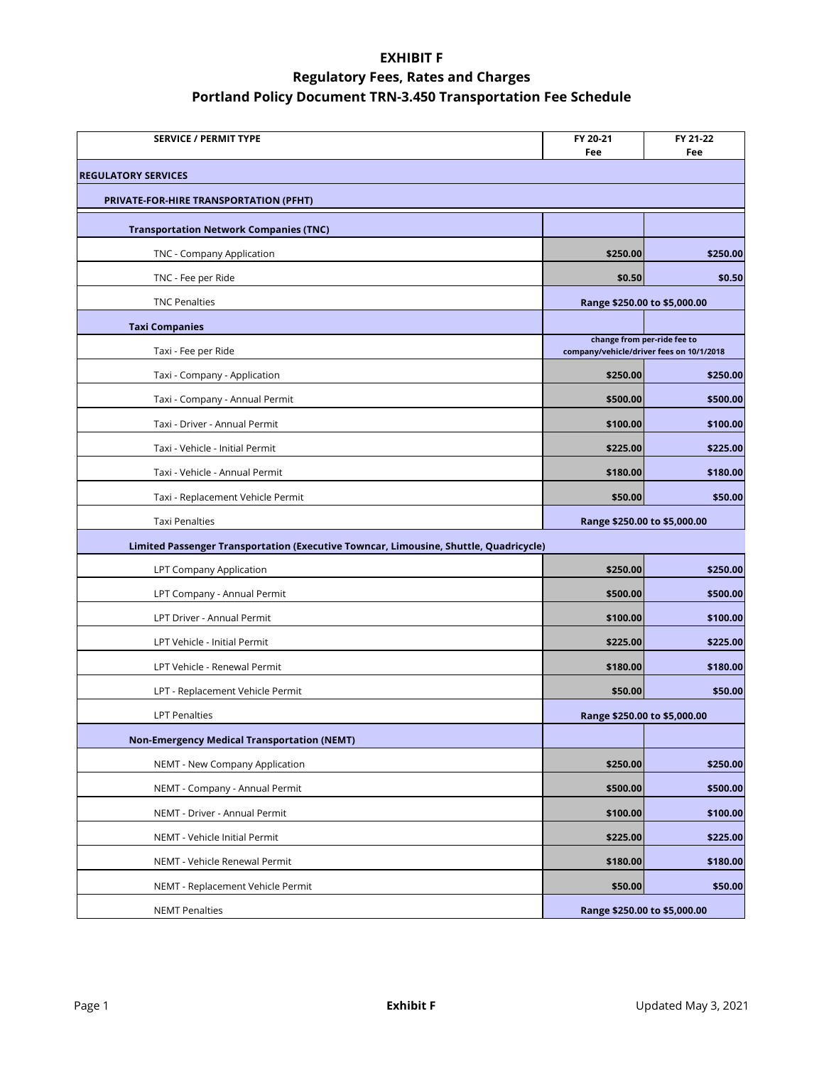# EXHIBIT F

## Regulatory Fees, Rates and Charges

## Portland Policy Document TRN-3.450 Transportation Fee Schedule

| SERVICE / PERMIT TYPE | FY 20-21 Fee | FY 21-22 Fee |
|---|---|---|
| **REGULATORY SERVICES** | | |
| **PRIVATE-FOR-HIRE TRANSPORTATION (PFHT)** | | |
| **Transportation Network Companies (TNC)** | | |
| TNC - Company Application | $250.00 | $250.00 |
| TNC - Fee per Ride | $0.50 | $0.50 |
| TNC Penalties | Range $250.00 to $5,000.00 | |
| **Taxi Companies** | | |
| Taxi - Fee per Ride | change from per-ride fee to company/vehicle/driver fees on 10/1/2018 | |
| Taxi - Company - Application | $250.00 | $250.00 |
| Taxi - Company - Annual Permit | $500.00 | $500.00 |
| Taxi - Driver - Annual Permit | $100.00 | $100.00 |
| Taxi - Vehicle - Initial Permit | $225.00 | $225.00 |
| Taxi - Vehicle - Annual Permit | $180.00 | $180.00 |
| Taxi - Replacement Vehicle Permit | $50.00 | $50.00 |
| Taxi Penalties | Range $250.00 to $5,000.00 | |
| **Limited Passenger Transportation (Executive Towncar, Limousine, Shuttle, Quadricycle)** | | |
| LPT Company Application | $250.00 | $250.00 |
| LPT Company - Annual Permit | $500.00 | $500.00 |
| LPT Driver - Annual Permit | $100.00 | $100.00 |
| LPT Vehicle - Initial Permit | $225.00 | $225.00 |
| LPT Vehicle - Renewal Permit | $180.00 | $180.00 |
| LPT - Replacement Vehicle Permit | $50.00 | $50.00 |
| LPT Penalties | Range $250.00 to $5,000.00 | |
| **Non-Emergency Medical Transportation (NEMT)** | | |
| NEMT - New Company Application | $250.00 | $250.00 |
| NEMT - Company - Annual Permit | $500.00 | $500.00 |
| NEMT - Driver - Annual Permit | $100.00 | $100.00 |
| NEMT - Vehicle Initial Permit | $225.00 | $225.00 |
| NEMT - Vehicle Renewal Permit | $180.00 | $180.00 |
| NEMT - Replacement Vehicle Permit | $50.00 | $50.00 |
| NEMT Penalties | Range $250.00 to $5,000.00 | |

Updated May 3, 2021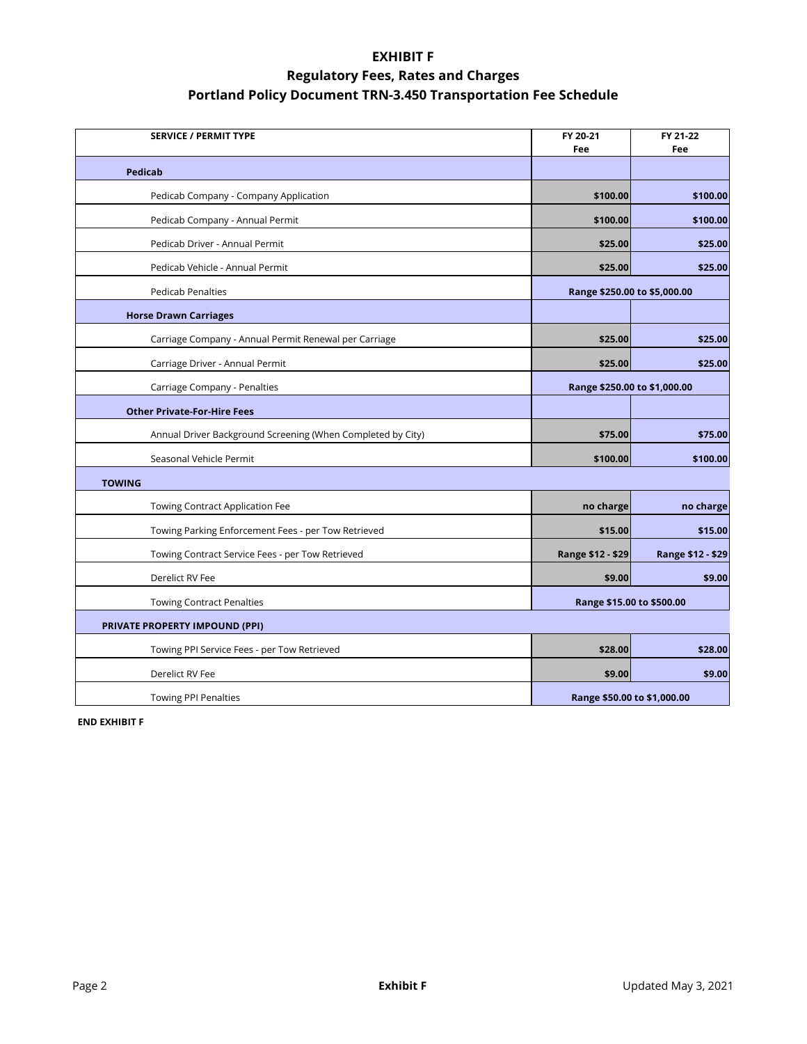# EXHIBIT F

## Regulatory Fees, Rates and Charges

## Portland Policy Document TRN-3.450 Transportation Fee Schedule

| SERVICE / PERMIT TYPE | FY 20-21 Fee | FY 21-22 Fee |
|---|---|---|
| **Pedicab** | | |
| Pedicab Company - Company Application | **$100.00** | **$100.00** |
| Pedicab Company - Annual Permit | **$100.00** | **$100.00** |
| Pedicab Driver - Annual Permit | **$25.00** | **$25.00** |
| Pedicab Vehicle - Annual Permit | **$25.00** | **$25.00** |
| Pedicab Penalties | **Range $250.00 to $5,000.00** | |
| **Horse Drawn Carriages** | | |
| Carriage Company - Annual Permit Renewal per Carriage | **$25.00** | **$25.00** |
| Carriage Driver - Annual Permit | **$25.00** | **$25.00** |
| Carriage Company - Penalties | **Range $250.00 to $1,000.00** | |
| **Other Private-For-Hire Fees** | | |
| Annual Driver Background Screening (When Completed by City) | **$75.00** | **$75.00** |
| Seasonal Vehicle Permit | **$100.00** | **$100.00** |
| **TOWING** | | |
| Towing Contract Application Fee | **no charge** | **no charge** |
| Towing Parking Enforcement Fees - per Tow Retrieved | **$15.00** | **$15.00** |
| Towing Contract Service Fees - per Tow Retrieved | **Range $12 - $29** | **Range $12 - $29** |
| Derelict RV Fee | **$9.00** | **$9.00** |
| Towing Contract Penalties | **Range $15.00 to $500.00** | |
| **PRIVATE PROPERTY IMPOUND (PPI)** | | |
| Towing PPI Service Fees - per Tow Retrieved | **$28.00** | **$28.00** |
| Derelict RV Fee | **$9.00** | **$9.00** |
| Towing PPI Penalties | **Range $50.00 to $1,000.00** | |

**END EXHIBIT F**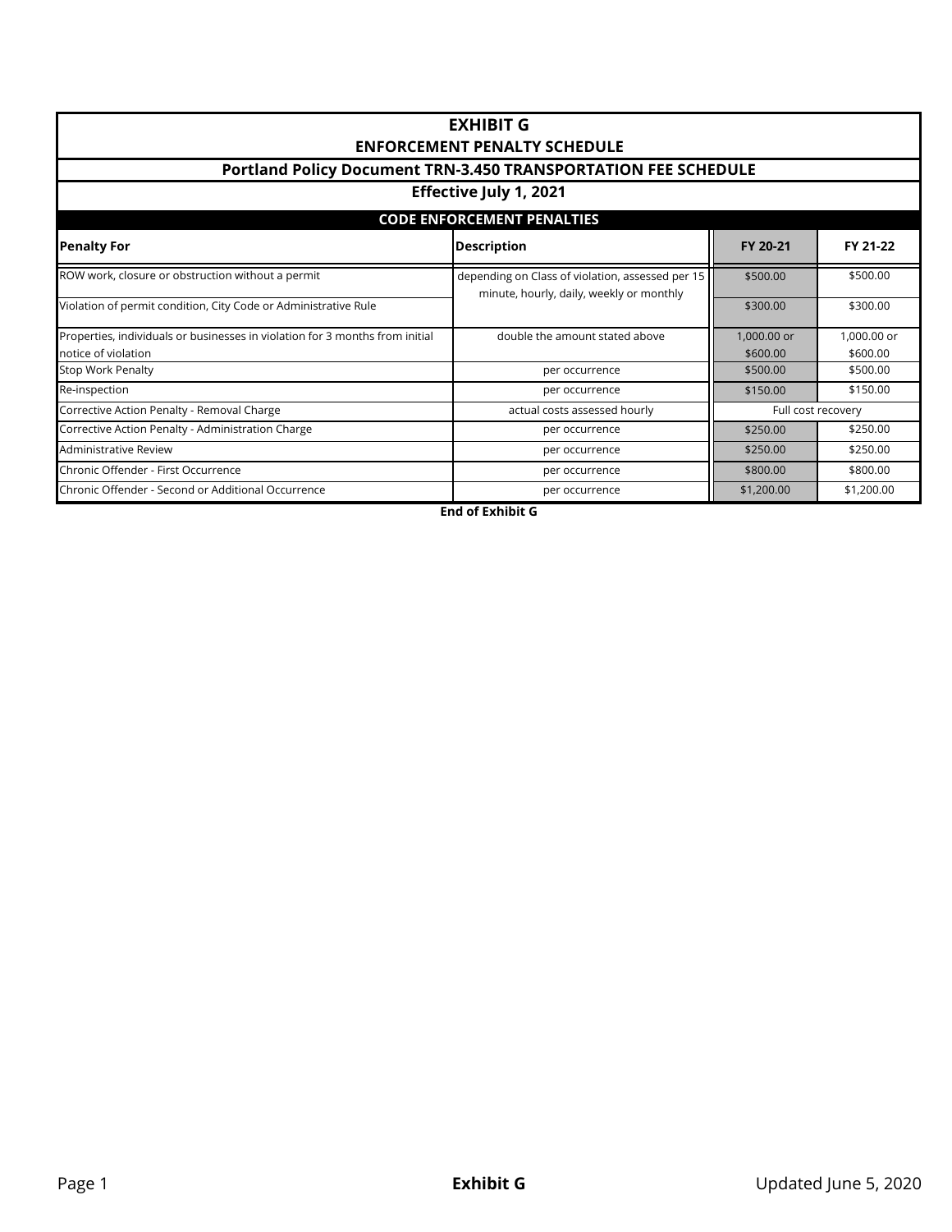# EXHIBIT G

## ENFORCEMENT PENALTY SCHEDULE

### Portland Policy Document TRN-3.450 TRANSPORTATION FEE SCHEDULE

### Effective July 1, 2021

| CODE ENFORCEMENT PENALTIES | | | |
|---|---|---|---|
| **Penalty For** | **Description** | **FY 20-21** | **FY 21-22** |
| ROW work, closure or obstruction without a permit | depending on Class of violation, assessed per 15 minute, hourly, daily, weekly or monthly | $500.00 | $500.00 |
| Violation of permit condition, City Code or Administrative Rule | | $300.00 | $300.00 |
| Properties, individuals or businesses in violation for 3 months from initial notice of violation | double the amount stated above | 1,000.00 or $600.00 | 1,000.00 or $600.00 |
| Stop Work Penalty | per occurrence | $500.00 | $500.00 |
| Re-inspection | per occurrence | $150.00 | $150.00 |
| Corrective Action Penalty - Removal Charge | actual costs assessed hourly | Full cost recovery | |
| Corrective Action Penalty - Administration Charge | per occurrence | $250.00 | $250.00 |
| Administrative Review | per occurrence | $250.00 | $250.00 |
| Chronic Offender - First Occurrence | per occurrence | $800.00 | $800.00 |
| Chronic Offender - Second or Additional Occurrence | per occurrence | $1,200.00 | $1,200.00 |

**End of Exhibit G**

Updated June 5, 2020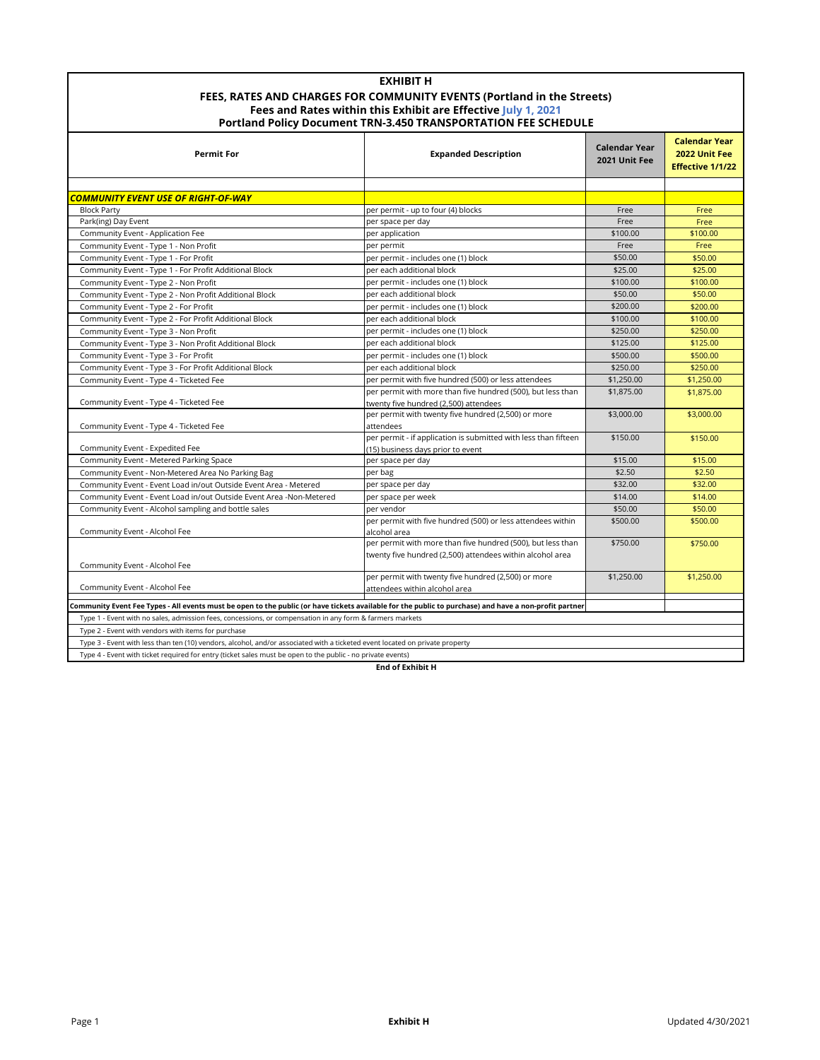# EXHIBIT H

## FEES, RATES AND CHARGES FOR COMMUNITY EVENTS (Portland in the Streets)

**Fees and Rates within this Exhibit are Effective July 1, 2021**

**Portland Policy Document TRN-3.450 TRANSPORTATION FEE SCHEDULE**

| Permit For | Expanded Description | Calendar Year 2021 Unit Fee | Calendar Year 2022 Unit Fee Effective 1/1/22 |
|---|---|---|---|
| ***COMMUNITY EVENT USE OF RIGHT-OF-WAY*** | | | |
| Block Party | per permit - up to four (4) blocks | Free | Free |
| Park(ing) Day Event | per space per day | Free | Free |
| Community Event - Application Fee | per application | $100.00 | $100.00 |
| Community Event - Type 1 - Non Profit | per permit | Free | Free |
| Community Event - Type 1 - For Profit | per permit - includes one (1) block | $50.00 | $50.00 |
| Community Event - Type 1 - For Profit Additional Block | per each additional block | $25.00 | $25.00 |
| Community Event - Type 2 - Non Profit | per permit - includes one (1) block | $100.00 | $100.00 |
| Community Event - Type 2 - Non Profit Additional Block | per each additional block | $50.00 | $50.00 |
| Community Event - Type 2 - For Profit | per permit - includes one (1) block | $200.00 | $200.00 |
| Community Event - Type 2 - For Profit Additional Block | per each additional block | $100.00 | $100.00 |
| Community Event - Type 3 - Non Profit | per permit - includes one (1) block | $250.00 | $250.00 |
| Community Event - Type 3 - Non Profit Additional Block | per each additional block | $125.00 | $125.00 |
| Community Event - Type 3 - For Profit | per permit - includes one (1) block | $500.00 | $500.00 |
| Community Event - Type 3 - For Profit Additional Block | per each additional block | $250.00 | $250.00 |
| Community Event - Type 4 - Ticketed Fee | per permit with five hundred (500) or less attendees | $1,250.00 | $1,250.00 |
| Community Event - Type 4 - Ticketed Fee | per permit with more than five hundred (500), but less than twenty five hundred (2,500) attendees | $1,875.00 | $1,875.00 |
| Community Event - Type 4 - Ticketed Fee | per permit with twenty five hundred (2,500) or more attendees | $3,000.00 | $3,000.00 |
| Community Event - Expedited Fee | per permit - if application is submitted with less than fifteen (15) business days prior to event | $150.00 | $150.00 |
| Community Event - Metered Parking Space | per space per day | $15.00 | $15.00 |
| Community Event - Non-Metered Area No Parking Bag | per bag | $2.50 | $2.50 |
| Community Event - Event Load in/out Outside Event Area - Metered | per space per day | $32.00 | $32.00 |
| Community Event - Event Load in/out Outside Event Area -Non-Metered | per space per week | $14.00 | $14.00 |
| Community Event - Alcohol sampling and bottle sales | per vendor | $50.00 | $50.00 |
| Community Event - Alcohol Fee | per permit with five hundred (500) or less attendees within alcohol area | $500.00 | $500.00 |
| Community Event - Alcohol Fee | per permit with more than five hundred (500), but less than twenty five hundred (2,500) attendees within alcohol area | $750.00 | $750.00 |
| Community Event - Alcohol Fee | per permit with twenty five hundred (2,500) or more attendees within alcohol area | $1,250.00 | $1,250.00 |

**Community Event Fee Types - All events must be open to the public (or have tickets available for the public to purchase) and have a non-profit partner**

Type 1 - Event with no sales, admission fees, concessions, or compensation in any form & farmers markets

Type 2 - Event with vendors with items for purchase

Type 3 - Event with less than ten (10) vendors, alcohol, and/or associated with a ticketed event located on private property

Type 4 - Event with ticket required for entry (ticket sales must be open to the public - no private events)

**End of Exhibit H**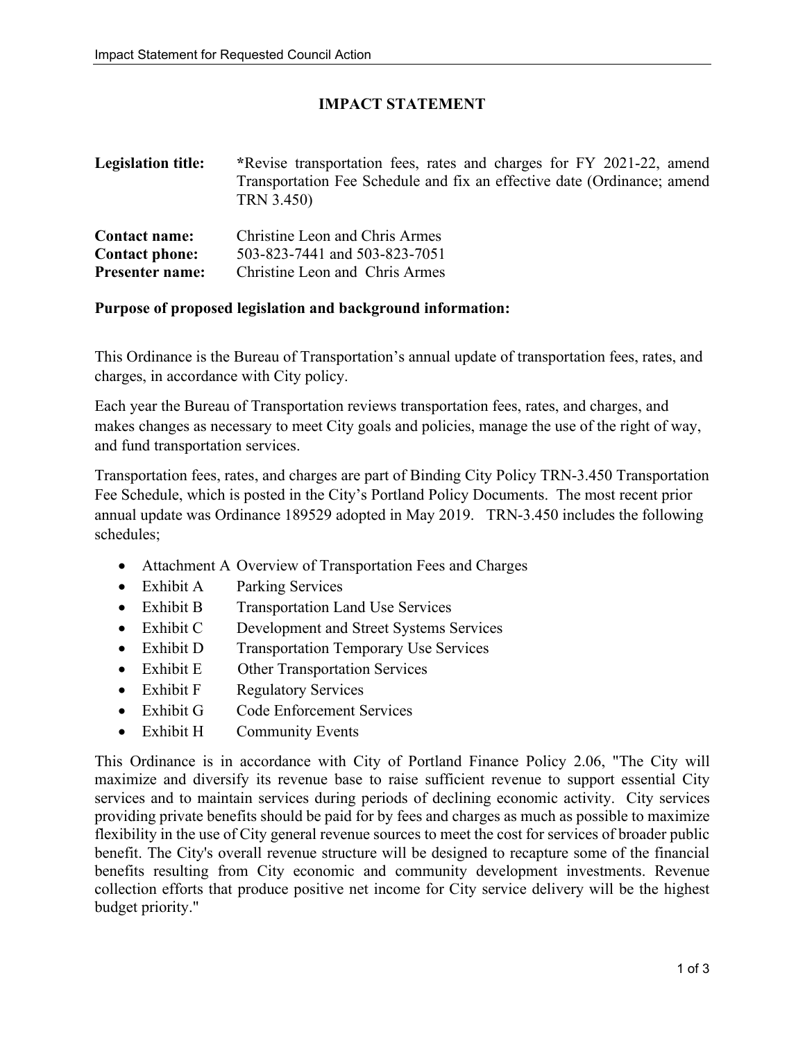# IMPACT STATEMENT

**Legislation title:** *Revise transportation fees, rates and charges for FY 2021-22, amend Transportation Fee Schedule and fix an effective date (Ordinance; amend TRN 3.450)

**Contact name:** Christine Leon and Chris Armes
**Contact phone:** 503-823-7441 and 503-823-7051
**Presenter name:** Christine Leon and Chris Armes

**Purpose of proposed legislation and background information:**

This Ordinance is the Bureau of Transportation's annual update of transportation fees, rates, and charges, in accordance with City policy.

Each year the Bureau of Transportation reviews transportation fees, rates, and charges, and makes changes as necessary to meet City goals and policies, manage the use of the right of way, and fund transportation services.

Transportation fees, rates, and charges are part of Binding City Policy TRN-3.450 Transportation Fee Schedule, which is posted in the City's Portland Policy Documents. The most recent prior annual update was Ordinance 189529 adopted in May 2019. TRN-3.450 includes the following schedules;

- Attachment A Overview of Transportation Fees and Charges
- Exhibit A Parking Services
- Exhibit B Transportation Land Use Services
- Exhibit C Development and Street Systems Services
- Exhibit D Transportation Temporary Use Services
- Exhibit E Other Transportation Services
- Exhibit F Regulatory Services
- Exhibit G Code Enforcement Services
- Exhibit H Community Events

This Ordinance is in accordance with City of Portland Finance Policy 2.06, "The City will maximize and diversify its revenue base to raise sufficient revenue to support essential City services and to maintain services during periods of declining economic activity. City services providing private benefits should be paid for by fees and charges as much as possible to maximize flexibility in the use of City general revenue sources to meet the cost for services of broader public benefit. The City's overall revenue structure will be designed to recapture some of the financial benefits resulting from City economic and community development investments. Revenue collection efforts that produce positive net income for City service delivery will be the highest budget priority."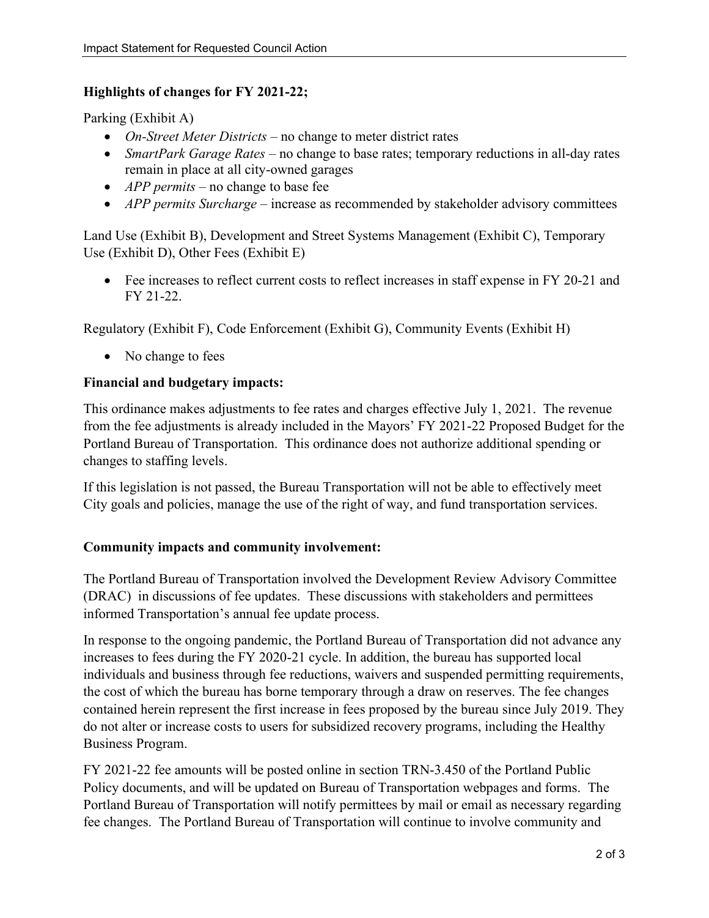**Highlights of changes for FY 2021-22;**

Parking (Exhibit A)

- *On-Street Meter Districts* – no change to meter district rates
- *SmartPark Garage Rates* – no change to base rates; temporary reductions in all-day rates remain in place at all city-owned garages
- *APP permits* – no change to base fee
- *APP permits Surcharge* – increase as recommended by stakeholder advisory committees

Land Use (Exhibit B), Development and Street Systems Management (Exhibit C), Temporary Use (Exhibit D), Other Fees (Exhibit E)

- Fee increases to reflect current costs to reflect increases in staff expense in FY 20-21 and FY 21-22.

Regulatory (Exhibit F), Code Enforcement (Exhibit G), Community Events (Exhibit H)

- No change to fees

**Financial and budgetary impacts:**

This ordinance makes adjustments to fee rates and charges effective July 1, 2021. The revenue from the fee adjustments is already included in the Mayors' FY 2021-22 Proposed Budget for the Portland Bureau of Transportation. This ordinance does not authorize additional spending or changes to staffing levels.

If this legislation is not passed, the Bureau Transportation will not be able to effectively meet City goals and policies, manage the use of the right of way, and fund transportation services.

**Community impacts and community involvement:**

The Portland Bureau of Transportation involved the Development Review Advisory Committee (DRAC) in discussions of fee updates. These discussions with stakeholders and permittees informed Transportation's annual fee update process.

In response to the ongoing pandemic, the Portland Bureau of Transportation did not advance any increases to fees during the FY 2020-21 cycle. In addition, the bureau has supported local individuals and business through fee reductions, waivers and suspended permitting requirements, the cost of which the bureau has borne temporary through a draw on reserves. The fee changes contained herein represent the first increase in fees proposed by the bureau since July 2019. They do not alter or increase costs to users for subsidized recovery programs, including the Healthy Business Program.

FY 2021-22 fee amounts will be posted online in section TRN-3.450 of the Portland Public Policy documents, and will be updated on Bureau of Transportation webpages and forms. The Portland Bureau of Transportation will notify permittees by mail or email as necessary regarding fee changes. The Portland Bureau of Transportation will continue to involve community and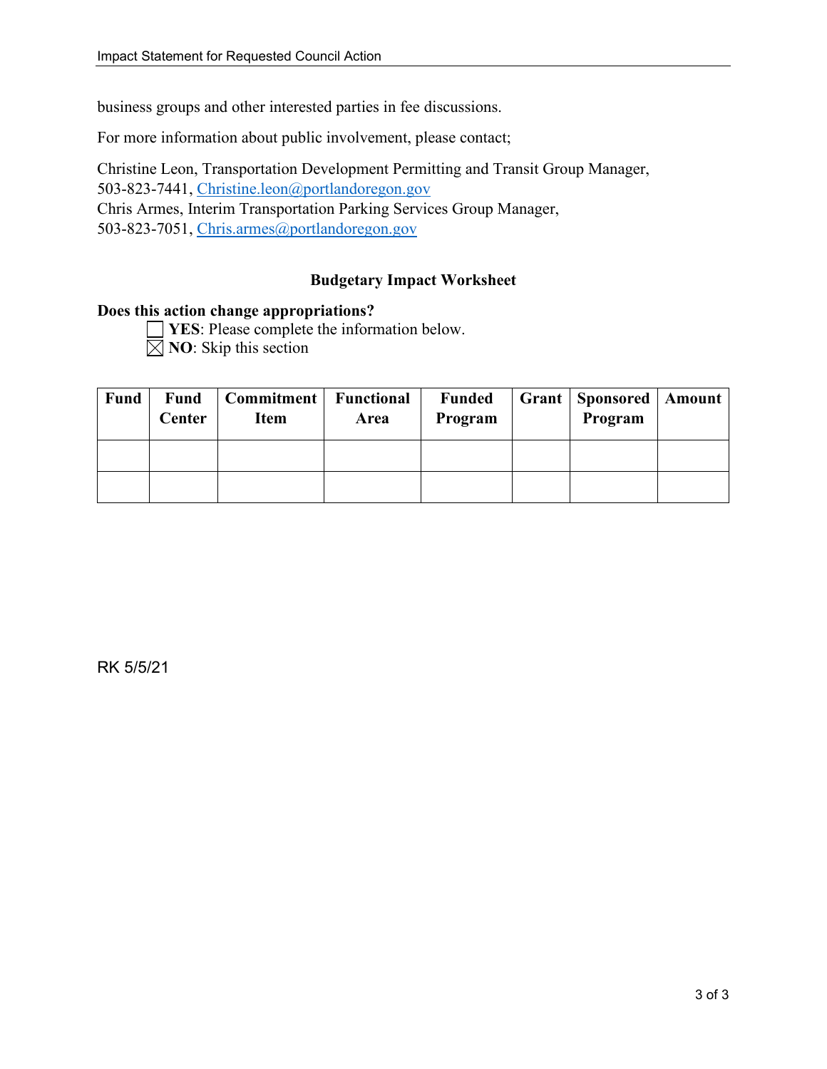business groups and other interested parties in fee discussions.

For more information about public involvement, please contact;

Christine Leon, Transportation Development Permitting and Transit Group Manager, 503-823-7441, Christine.leon@portlandoregon.gov
Chris Armes, Interim Transportation Parking Services Group Manager, 503-823-7051, Chris.armes@portlandoregon.gov

## Budgetary Impact Worksheet

**Does this action change appropriations?**

☐ **YES**: Please complete the information below.
☒ **NO**: Skip this section

| Fund | Fund Center | Commitment Item | Functional Area | Funded Program | Grant | Sponsored Program | Amount |
|---|---|---|---|---|---|---|---|
| | | | | | | | |
| | | | | | | | |

RK 5/5/21